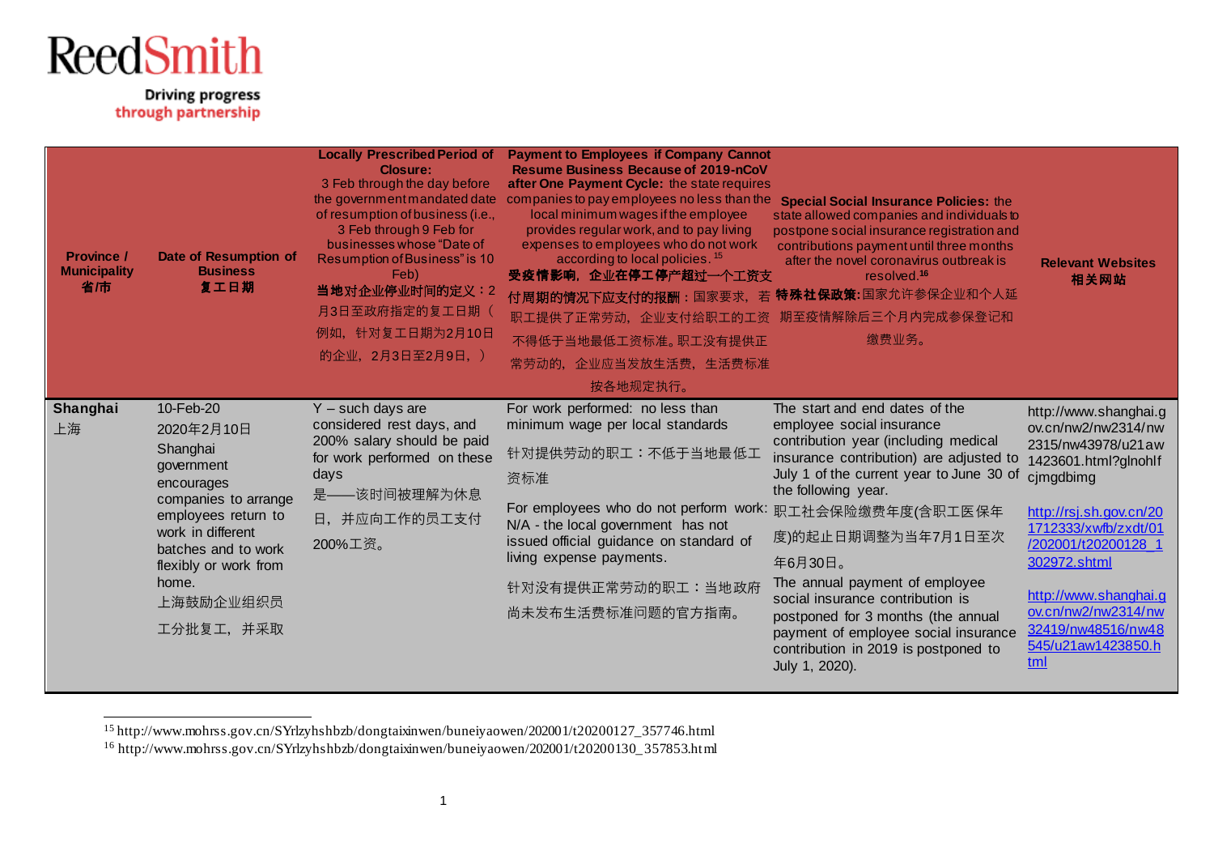| Province / Municipality 省/市 | Date of Resumption of Business 复工日期 | Locally Prescribed Period of Closure: 3 Feb through the day before the government mandated date of resumption of business (i.e., 3 Feb through 9 Feb for businesses whose "Date of Resumption of Business" is 10 Feb) 当地对企业停业时间的定义：2月3日至政府指定的复工日期（例如，针对复工日期为2月10日的企业，2月3日至2月9日，） | Payment to Employees if Company Cannot Resume Business Because of 2019-nCoV after One Payment Cycle: the state requires companies to pay employees no less than the local minimum wages if the employee provides regular work, and to pay living expenses to employees who do not work according to local policies.[15] 受疫情影响，企业在停工停产超过一个工资支付周期的情况下应支付的报酬：国家要求，若职工提供了正常劳动，企业支付给职工的工资不得低于当地最低工资标准。职工没有提供正常劳动的，企业应当发放生活费，生活费标准按各地规定执行。 | Special Social Insurance Policies: the state allowed companies and individuals to postpone social insurance registration and contributions payment until three months after the novel coronavirus outbreak is resolved.[16] 特殊社保政策:国家允许参保企业和个人延期至疫情解除后三个月内完成参保登记和缴费业务。 | Relevant Websites 相关网站 |
|---|---|---|---|---|---|
| **Shanghai** 上海 | 10-Feb-20 2020年2月10日 Shanghai government encourages companies to arrange employees return to work in different batches and to work flexibly or work from home. 上海鼓励企业组织员工分批复工，并采取 | Y – such days are considered rest days, and 200% salary should be paid for work performed on these days 是——该时间被理解为休息日，并应向工作的员工支付200%工资。 | For work performed: no less than minimum wage per local standards 针对提供劳动的职工：不低于当地最低工资标准 For employees who do not perform work: N/A - the local government has not issued official guidance on standard of living expense payments. 针对没有提供正常劳动的职工：当地政府尚未发布生活费标准问题的官方指南。 | The start and end dates of the employee social insurance contribution year (including medical insurance contribution) are adjusted to July 1 of the current year to June 30 of the following year. 职工社会保险缴费年度(含职工医保年度)的起止日期调整为当年7月1日至次年6月30日。 The annual payment of employee social insurance contribution is postponed for 3 months (the annual payment of employee social insurance contribution in 2019 is postponed to July 1, 2020). | http://www.shanghai.gov.cn/nw2/nw2314/nw2315/nw43978/u21aw1423601.html?glnohlfcjmgdbimg http://rsj.sh.gov.cn/201712333/xwfb/zxdt/01/202001/t20200128_1302972.shtml http://www.shanghai.gov.cn/nw2/nw2314/nw32419/nw48516/nw48545/u21aw1423850.html |

[15] http://www.mohrss.gov.cn/SYrlzyhshbzb/dongtaixinwen/buneiyaowen/202001/t20200127_357746.html

[16] http://www.mohrss.gov.cn/SYrlzyhshbzb/dongtaixinwen/buneiyaowen/202001/t20200130_357853.html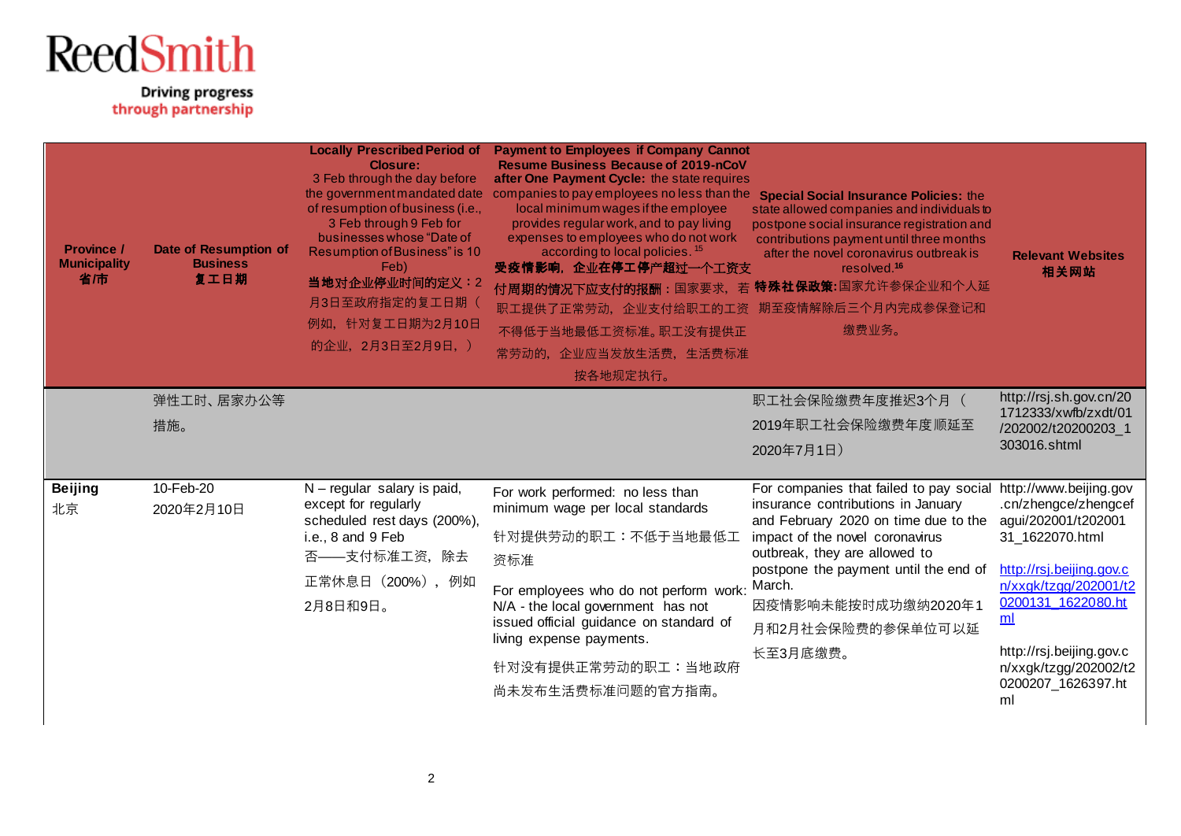| Province / Municipality 省/市 | Date of Resumption of Business 复工日期 | **Locally Prescribed Period of Closure:** 3 Feb through the day before the government mandated date of resumption of business (i.e., 3 Feb through 9 Feb for businesses whose "Date of Resumption of Business" is 10 Feb) **当地对企业停业时间的定义：**2月3日至政府指定的复工日期（例如，针对复工日期为2月10日的企业，2月3日至2月9日，） | **Payment to Employees if Company Cannot Resume Business Because of 2019-nCoV after One Payment Cycle:** the state requires companies to pay employees no less than the local minimum wages if the employee provides regular work, and to pay living expenses to employees who do not work according to local policies.[15] **受疫情影响，企业在停工停产超过一个工资支付周期的情况下应支付的报酬：**国家要求，若职工提供了正常劳动，企业支付给职工的工资不得低于当地最低工资标准。职工没有提供正常劳动的，企业应当发放生活费，生活费标准按各地规定执行。 | **Special Social Insurance Policies:** the state allowed companies and individuals to postpone social insurance registration and contributions payment until three months after the novel coronavirus outbreak is resolved.[16] **特殊社保政策:**国家允许参保企业和个人延期至疫情解除后三个月内完成参保登记和缴费业务。 | **Relevant Websites 相关网站** |
|---|---|---|---|---|---|
| | 弹性工时、居家办公等措施。 | | | 职工社会保险缴费年度推迟3个月（2019年职工社会保险缴费年度顺延至2020年7月1日） | http://rsj.sh.gov.cn/201712333/xwfb/zxdt/01/202002/t20200203_1303016.shtml |
| **Beijing** 北京 | 10-Feb-20 2020年2月10日 | N – regular salary is paid, except for regularly scheduled rest days (200%), i.e., 8 and 9 Feb 否——支付标准工资，除去正常休息日（200%），例如2月8日和9日。 | For work performed: no less than minimum wage per local standards 针对提供劳动的职工：不低于当地最低工资标准 For employees who do not perform work: N/A - the local government has not issued official guidance on standard of living expense payments. 针对没有提供正常劳动的职工：当地政府尚未发布生活费标准问题的官方指南。 | For companies that failed to pay social insurance contributions in January and February 2020 on time due to the impact of the novel coronavirus outbreak, they are allowed to postpone the payment until the end of March. 因疫情影响未能按时成功缴纳2020年1月和2月社会保险费的参保单位可以延长至3月底缴费。 | http://www.beijing.gov.cn/zhengce/zhengcefagui/202001/t20200131_1622070.html http://rsj.beijing.gov.cn/xxgk/tzgg/202001/t20200131_1622080.html http://rsj.beijing.gov.cn/xxgk/tzgg/202002/t20200207_1626397.html |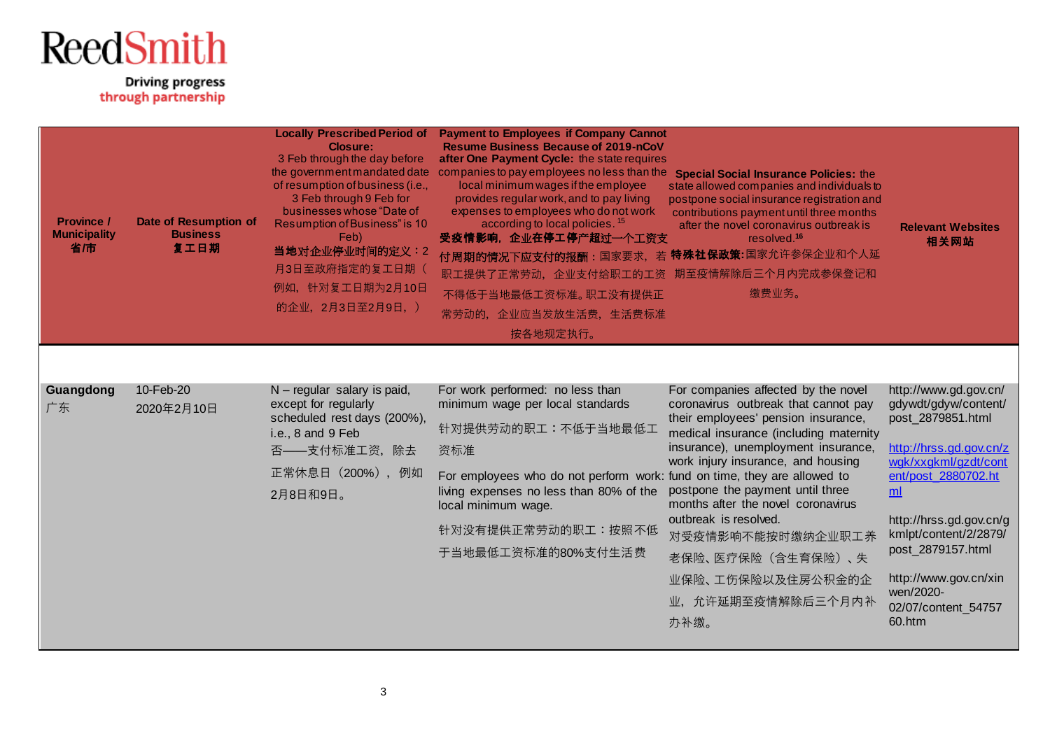| Province / Municipality 省/市 | Date of Resumption of Business 复工日期 | **Locally Prescribed Period of Closure:** 3 Feb through the day before the government mandated date of resumption of business (i.e., 3 Feb through 9 Feb for businesses whose "Date of Resumption of Business" is 10 Feb) **当地对企业停业时间的定义**：2月3日至政府指定的复工日期（例如，针对复工日期为2月10日的企业，2月3日至2月9日，） | **Payment to Employees if Company Cannot Resume Business Because of 2019-nCoV after One Payment Cycle:** the state requires companies to pay employees no less than the local minimum wages if the employee provides regular work, and to pay living expenses to employees who do not work according to local policies.[15] **受疫情影响，企业在停工停产超过一个工资支付周期的情况下应支付的报酬**：国家要求，若职工提供了正常劳动，企业支付给职工的工资不得低于当地最低工资标准。职工没有提供正常劳动的，企业应当发放生活费，生活费标准按各地规定执行。 | **Special Social Insurance Policies:** the state allowed companies and individuals to postpone social insurance registration and contributions payment until three months after the novel coronavirus outbreak is resolved.[16] **特殊社保政策:**国家允许参保企业和个人延期至疫情解除后三个月内完成参保登记和缴费业务。 | Relevant Websites 相关网站 |
|---|---|---|---|---|---|
| **Guangdong** 广东 | 10-Feb-20 2020年2月10日 | N – regular salary is paid, except for regularly scheduled rest days (200%), i.e., 8 and 9 Feb 否——支付标准工资，除去正常休息日（200%），例如2月8日和9日。 | For work performed: no less than minimum wage per local standards 针对提供劳动的职工：不低于当地最低工资标准 For employees who do not perform work: living expenses no less than 80% of the local minimum wage. 针对没有提供正常劳动的职工：按照不低于当地最低工资标准的80%支付生活费 | For companies affected by the novel coronavirus outbreak that cannot pay their employees' pension insurance, medical insurance (including maternity insurance), unemployment insurance, work injury insurance, and housing fund on time, they are allowed to postpone the payment until three months after the novel coronavirus outbreak is resolved. 对受疫情影响不能按时缴纳企业职工养老保险、医疗保险（含生育保险）、失业保险、工伤保险以及住房公积金的企业，允许延期至疫情解除后三个月内补办补缴。 | http://www.gd.gov.cn/gdywdt/gdyw/content/post_2879851.html http://hrss.gd.gov.cn/zwgk/xxgkml/gzdt/content/post_2880702.html http://hrss.gd.gov.cn/gkmlpt/content/2/2879/post_2879157.html http://www.gov.cn/xinwen/2020-02/07/content_5475760.htm |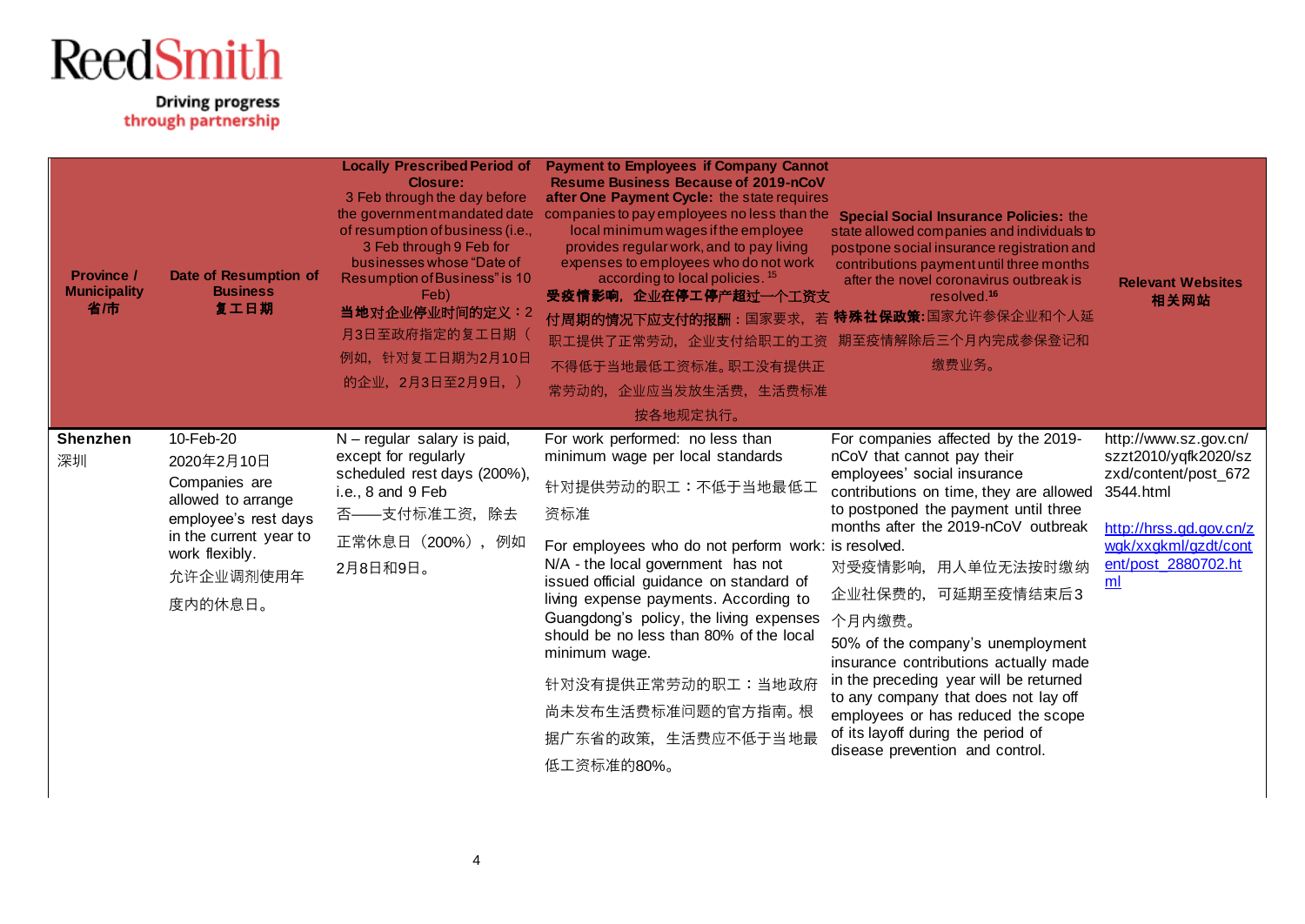| Province / Municipality 省/市 | Date of Resumption of Business 复工日期 | **Locally Prescribed Period of Closure:** 3 Feb through the day before the government mandated date of resumption of business (i.e., 3 Feb through 9 Feb for businesses whose "Date of Resumption of Business" is 10 Feb) **当地对企业停业时间的定义：**2月3日至政府指定的复工日期（例如，针对复工日期为2月10日的企业，2月3日至2月9日，） | **Payment to Employees if Company Cannot Resume Business Because of 2019-nCoV after One Payment Cycle:** the state requires companies to pay employees no less than the local minimum wages if the employee provides regular work, and to pay living expenses to employees who do not work according to local policies.[15] **受疫情影响，企业在停工停产超过一个工资支付周期的情况下应支付的报酬：**国家要求，若职工提供了正常劳动，企业支付给职工的工资不得低于当地最低工资标准。职工没有提供正常劳动的，企业应当发放生活费，生活费标准按各地规定执行。 | **Special Social Insurance Policies:** the state allowed companies and individuals to postpone social insurance registration and contributions payment until three months after the novel coronavirus outbreak is resolved.[16] **特殊社保政策:**国家允许参保企业和个人延期至疫情解除后三个月内完成参保登记和缴费业务。 | **Relevant Websites 相关网站** |
|---|---|---|---|---|---|
| **Shenzhen** 深圳 | 10-Feb-20 2020年2月10日 Companies are allowed to arrange employee's rest days in the current year to work flexibly. 允许企业调剂使用年度内的休息日。 | N – regular salary is paid, except for regularly scheduled rest days (200%), i.e., 8 and 9 Feb 否——支付标准工资，除去正常休息日（200%），例如2月8日和9日。 | For work performed: no less than minimum wage per local standards 针对提供劳动的职工：不低于当地最低工资标准 For employees who do not perform work: N/A - the local government has not issued official guidance on standard of living expense payments. According to Guangdong's policy, the living expenses should be no less than 80% of the local minimum wage. 针对没有提供正常劳动的职工：当地政府尚未发布生活费标准问题的官方指南。根据广东省的政策，生活费应不低于当地最低工资标准的80%。 | For companies affected by the 2019-nCoV that cannot pay their employees' social insurance contributions on time, they are allowed to postponed the payment until three months after the 2019-nCoV outbreak is resolved. 对受疫情影响，用人单位无法按时缴纳企业社保费的，可延期至疫情结束后3个月内缴费。 50% of the company's unemployment insurance contributions actually made in the preceding year will be returned to any company that does not lay off employees or has reduced the scope of its layoff during the period of disease prevention and control. | http://www.sz.gov.cn/szzt2010/yqfk2020/szzxd/content/post_6723544.html http://hrss.gd.gov.cn/zwgk/xxgkml/gzdt/content/post_2880702.html |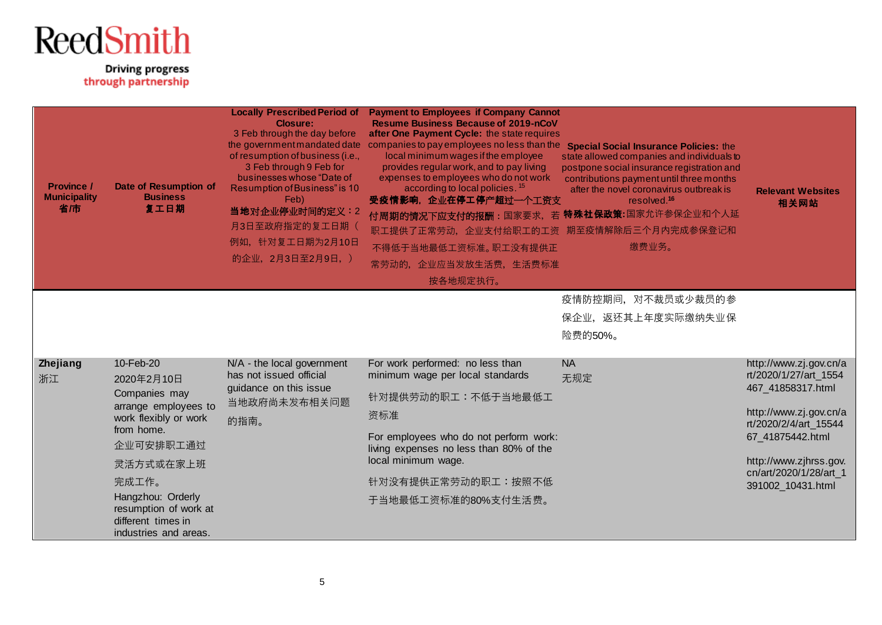| Province / Municipality 省/市 | Date of Resumption of Business 复工日期 | Locally Prescribed Period of Closure: 3 Feb through the day before the government mandated date of resumption of business (i.e., 3 Feb through 9 Feb for businesses whose "Date of Resumption of Business" is 10 Feb) 当地对企业停业时间的定义：2月3日至政府指定的复工日期（例如，针对复工日期为2月10日的企业，2月3日至2月9日，） | Payment to Employees if Company Cannot Resume Business Because of 2019-nCoV after One Payment Cycle: the state requires companies to pay employees no less than the local minimum wages if the employee provides regular work, and to pay living expenses to employees who do not work according to local policies.[15] 受疫情影响，企业在停工停产超过一个工资支付周期的情况下应支付的报酬：国家要求，若职工提供了正常劳动，企业支付给职工的工资不得低于当地最低工资标准。职工没有提供正常劳动的，企业应当发放生活费，生活费标准按各地规定执行。 | Special Social Insurance Policies: the state allowed companies and individuals to postpone social insurance registration and contributions payment until three months after the novel coronavirus outbreak is resolved.[16] 特殊社保政策：国家允许参保企业和个人延期至疫情解除后三个月内完成参保登记和缴费业务。疫情防控期间，对不裁员或少裁员的参保企业，返还其上年度实际缴纳失业保险费的50%。 | Relevant Websites 相关网站 |
|---|---|---|---|---|---|
| **Zhejiang** 浙江 | 10-Feb-20<br>2020年2月10日<br>Companies may arrange employees to work flexibly or work from home.<br>企业可安排职工通过灵活方式或在家上班完成工作。<br>Hangzhou: Orderly resumption of work at different times in industries and areas. | N/A - the local government has not issued official guidance on this issue<br>当地政府尚未发布相关问题的指南。 | For work performed: no less than minimum wage per local standards<br>针对提供劳动的职工：不低于当地最低工资标准<br>For employees who do not perform work: living expenses no less than 80% of the local minimum wage.<br>针对没有提供正常劳动的职工：按照不低于当地最低工资标准的80%支付生活费。 | NA<br>无规定 | http://www.zj.gov.cn/art/2020/1/27/art_1554467_41858317.html<br>http://www.zj.gov.cn/art/2020/2/4/art_1554467_41875442.html<br>http://www.zjhrss.gov.cn/art/2020/1/28/art_1391002_10431.html |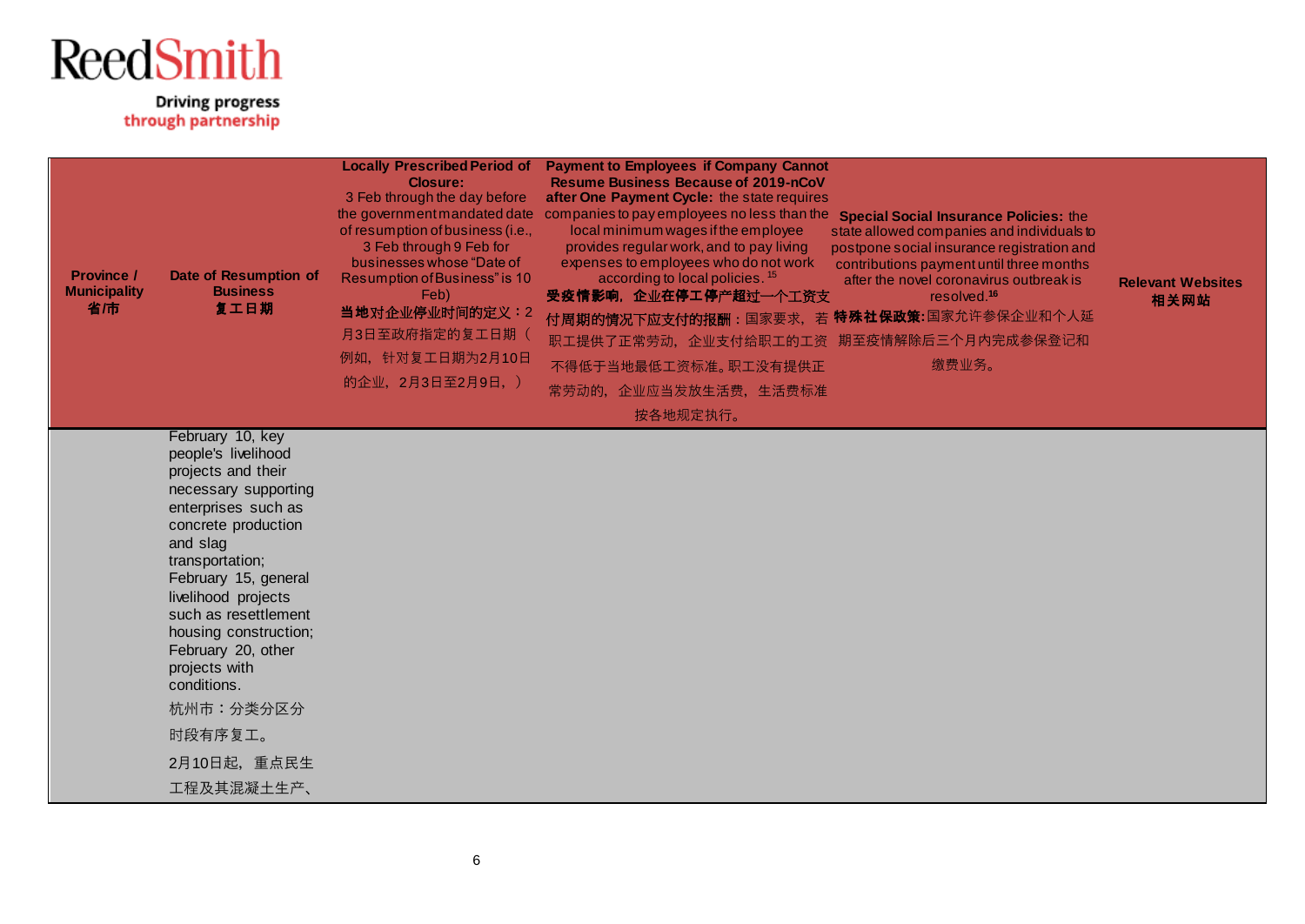| Province / Municipality 省/市 | Date of Resumption of Business 复工日期 | Locally Prescribed Period of Closure: 3 Feb through the day before the government mandated date of resumption of business (i.e., 3 Feb through 9 Feb for businesses whose "Date of Resumption of Business" is 10 Feb) 当地对企业停业时间的定义：2月3日至政府指定的复工日期（例如，针对复工日期为2月10日的企业，2月3日至2月9日，） | Payment to Employees if Company Cannot Resume Business Because of 2019-nCoV after One Payment Cycle: the state requires companies to pay employees no less than the local minimum wages if the employee provides regular work, and to pay living expenses to employees who do not work according to local policies.[15] 受疫情影响，企业在停工停产超过一个工资支付周期的情况下应支付的报酬：国家要求，若职工提供了正常劳动，企业支付给职工的工资不得低于当地最低工资标准。职工没有提供正常劳动的，企业应当发放生活费，生活费标准按各地规定执行。 | Special Social Insurance Policies: the state allowed companies and individuals to postpone social insurance registration and contributions payment until three months after the novel coronavirus outbreak is resolved.[16] 特殊社保政策:国家允许参保企业和个人延期至疫情解除后三个月内完成参保登记和缴费业务。 | Relevant Websites 相关网站 |
|---|---|---|---|---|---|
| | February 10, key people's livelihood projects and their necessary supporting enterprises such as concrete production and slag transportation; February 15, general livelihood projects such as resettlement housing construction; February 20, other projects with conditions. 杭州市：分类分区分时段有序复工。 2月10日起，重点民生工程及其混凝土生产、 | | | | |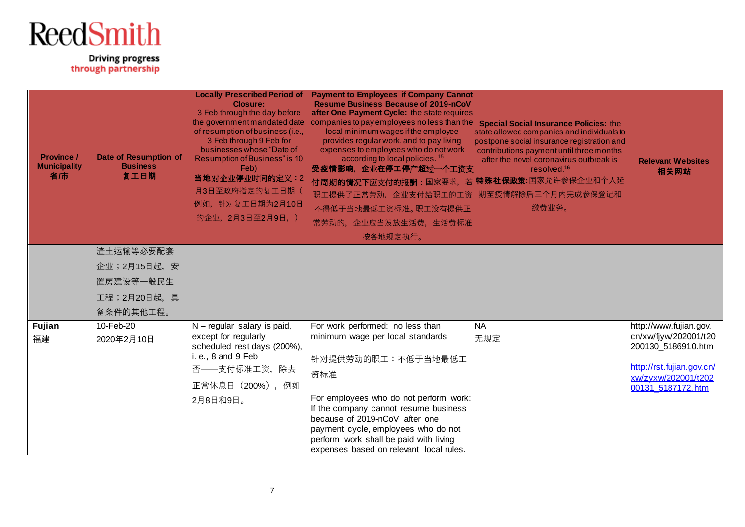| Province / Municipality 省/市 | Date of Resumption of Business 复工日期 | **Locally Prescribed Period of Closure:** 3 Feb through the day before the government mandated date of resumption of business (i.e., 3 Feb through 9 Feb for businesses whose "Date of Resumption of Business" is 10 Feb) **当地对企业停业时间的定义：**2月3日至政府指定的复工日期（例如，针对复工日期为2月10日的企业，2月3日至2月9日，） | **Payment to Employees if Company Cannot Resume Business Because of 2019-nCoV after One Payment Cycle:** the state requires companies to pay employees no less than the local minimum wages if the employee provides regular work, and to pay living expenses to employees who do not work according to local policies.[15] **受疫情影响，企业在停工停产超过一个工资支付周期的情况下应支付的报酬：**国家要求，若职工提供了正常劳动，企业支付给职工的工资不得低于当地最低工资标准。职工没有提供正常劳动的，企业应当发放生活费，生活费标准按各地规定执行。 | **Special Social Insurance Policies:** the state allowed companies and individuals to postpone social insurance registration and contributions payment until three months after the novel coronavirus outbreak is resolved.[16] **特殊社保政策:**国家允许参保企业和个人延期至疫情解除后三个月内完成参保登记和缴费业务。 | **Relevant Websites 相关网站** |
|---|---|---|---|---|---|
| | 渣土运输等必要配套企业；2月15日起，安置房建设等一般民生工程；2月20日起，具备条件的其他工程。 | | | | |
| **Fujian** 福建 | 10-Feb-20 2020年2月10日 | N – regular salary is paid, except for regularly scheduled rest days (200%), i. e., 8 and 9 Feb 否——支付标准工资，除去正常休息日（200%），例如2月8日和9日。 | For work performed: no less than minimum wage per local standards 针对提供劳动的职工：不低于当地最低工资标准 For employees who do not perform work: If the company cannot resume business because of 2019-nCoV after one payment cycle, employees who do not perform work shall be paid with living expenses based on relevant local rules. | NA 无规定 | http://www.fujian.gov.cn/xw/fjyw/202001/t20200130_5186910.htm http://rst.fujian.gov.cn/xw/zyxw/202001/t20200131_5187172.htm |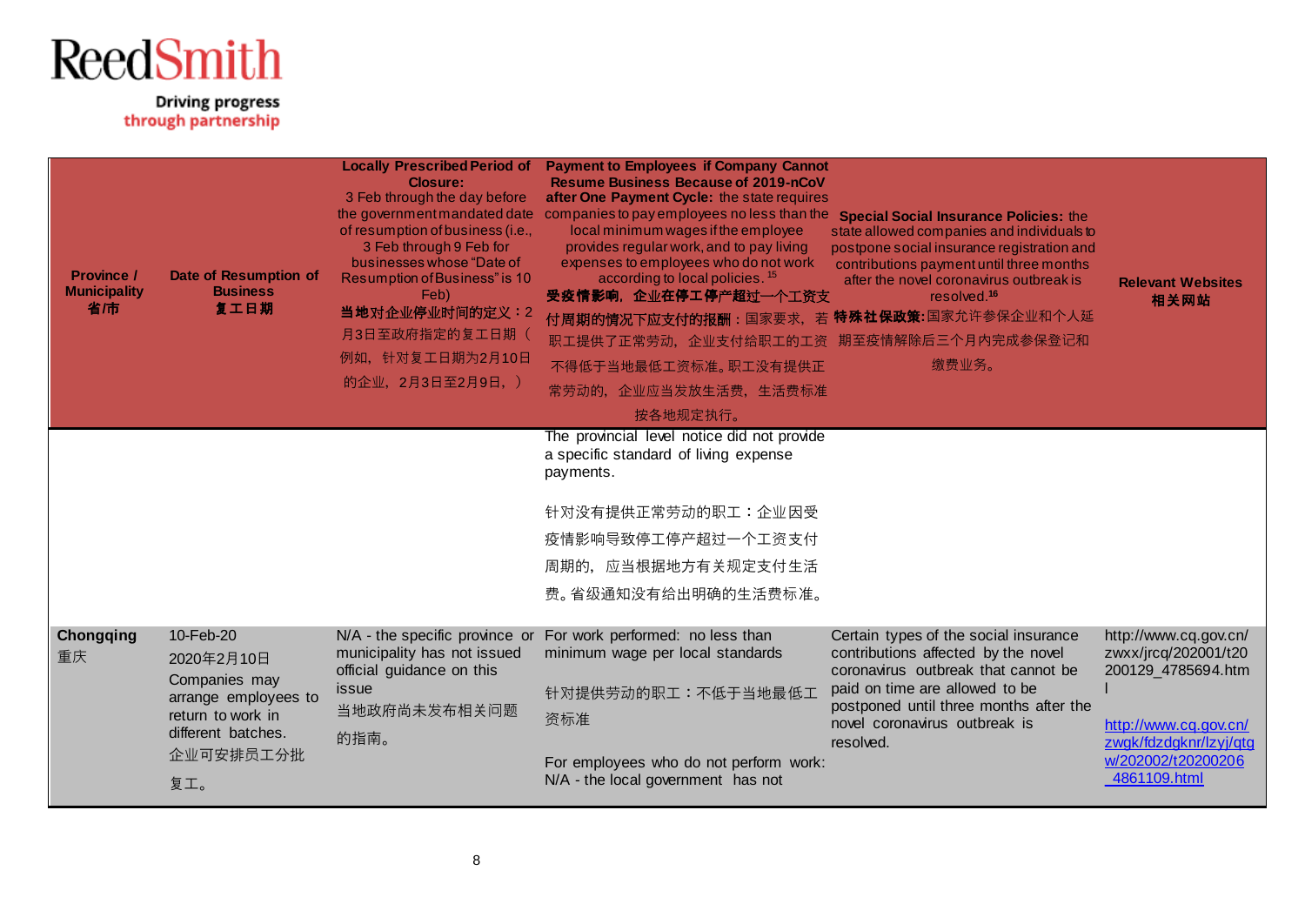| Province / Municipality 省/市 | Date of Resumption of Business 复工日期 | Locally Prescribed Period of Closure: 3 Feb through the day before the government mandated date of resumption of business (i.e., 3 Feb through 9 Feb for businesses whose "Date of Resumption of Business" is 10 Feb) 当地对企业停业时间的定义：2月3日至政府指定的复工日期（例如，针对复工日期为2月10日的企业，2月3日至2月9日，） | Payment to Employees if Company Cannot Resume Business Because of 2019-nCoV after One Payment Cycle: the state requires companies to pay employees no less than the local minimum wages if the employee provides regular work, and to pay living expenses to employees who do not work according to local policies.[15] 受疫情影响，企业在停工停产超过一个工资支付周期的情况下应支付的报酬：国家要求，若职工提供了正常劳动，企业支付给职工的工资不得低于当地最低工资标准。职工没有提供正常劳动的，企业应当发放生活费，生活费标准按各地规定执行。 | Special Social Insurance Policies: the state allowed companies and individuals to postpone social insurance registration and contributions payment until three months after the novel coronavirus outbreak is resolved.[16] 特殊社保政策：国家允许参保企业和个人延期至疫情解除后三个月内完成参保登记和缴费业务。 | Relevant Websites 相关网站 |
|---|---|---|---|---|---|
| | | | The provincial level notice did not provide a specific standard of living expense payments.<br><br>针对没有提供正常劳动的职工：企业因受疫情影响导致停工停产超过一个工资支付周期的，应当根据地方有关规定支付生活费。省级通知没有给出明确的生活费标准。 | | |
| **Chongqing** 重庆 | 10-Feb-20<br>2020年2月10日<br>Companies may arrange employees to return to work in different batches.<br>企业可安排员工分批复工。 | N/A - the specific province or municipality has not issued official guidance on this issue<br>当地政府尚未发布相关问题的指南。 | For work performed: no less than minimum wage per local standards<br><br>针对提供劳动的职工：不低于当地最低工资标准<br><br>For employees who do not perform work: N/A - the local government has not | Certain types of the social insurance contributions affected by the novel coronavirus outbreak that cannot be paid on time are allowed to be postponed until three months after the novel coronavirus outbreak is resolved. | http://www.cq.gov.cn/zwxx/jrcq/202001/t20200129_4785694.html<br><br>http://www.cq.gov.cn/zwgk/fdzdgknr/lzyj/qtgw/202002/t20200206_4861109.html |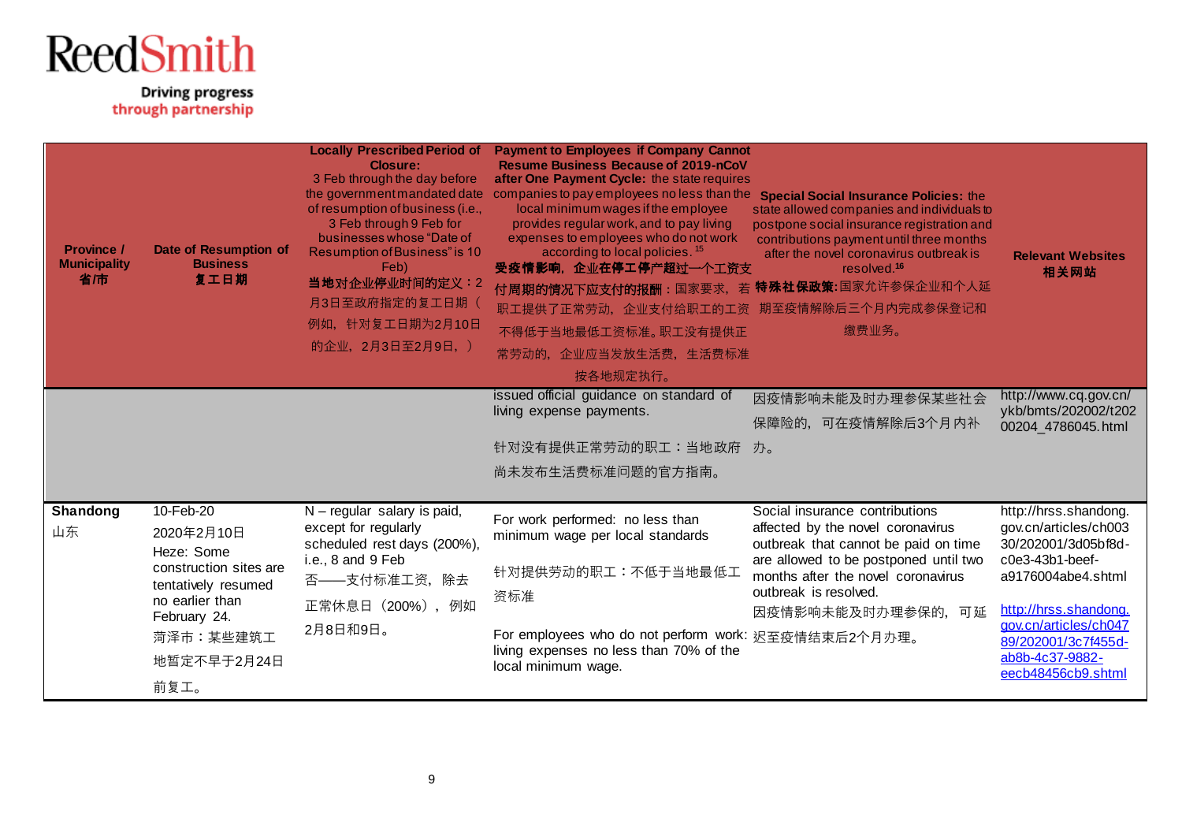| Province / Municipality 省/市 | Date of Resumption of Business 复工日期 | **Locally Prescribed Period of Closure:** 3 Feb through the day before the government mandated date of resumption of business (i.e., 3 Feb through 9 Feb for businesses whose "Date of Resumption of Business" is 10 Feb) **当地对企业停业时间的定义：**2月3日至政府指定的复工日期（例如，针对复工日期为2月10日的企业，2月3日至2月9日，） | **Payment to Employees if Company Cannot Resume Business Because of 2019-nCoV after One Payment Cycle:** the state requires companies to pay employees no less than the local minimum wages if the employee provides regular work, and to pay living expenses to employees who do not work according to local policies.[15] **受疫情影响，企业在停工停产超过一个工资支付周期的情况下应支付的报酬：**国家要求，若职工提供了正常劳动，企业支付给职工的工资不得低于当地最低工资标准。职工没有提供正常劳动的，企业应当发放生活费，生活费标准按各地规定执行。 | **Special Social Insurance Policies:** the state allowed companies and individuals to postpone social insurance registration and contributions payment until three months after the novel coronavirus outbreak is resolved.[16] **特殊社保政策:**国家允许参保企业和个人延期至疫情解除后三个月内完成参保登记和缴费业务。 | Relevant Websites 相关网站 |
|---|---|---|---|---|---|
| | | | issued official guidance on standard of living expense payments.<br><br>针对没有提供正常劳动的职工：当地政府尚未发布生活费标准问题的官方指南。 | 因疫情影响未能及时办理参保某些社会保障险的，可在疫情解除后3个月内补办。 | http://www.cq.gov.cn/ykb/bmts/202002/t20200204_4786045.html |
| **Shandong** 山东 | 10-Feb-20<br>2020年2月10日<br>Heze: Some construction sites are tentatively resumed no earlier than February 24.<br>菏泽市：某些建筑工地暂定不早于2月24日前复工。 | N – regular salary is paid, except for regularly scheduled rest days (200%), i.e., 8 and 9 Feb<br>否——支付标准工资，除去正常休息日（200%），例如2月8日和9日。 | For work performed: no less than minimum wage per local standards<br><br>针对提供劳动的职工：不低于当地最低工资标准<br><br>For employees who do not perform work: living expenses no less than 70% of the local minimum wage. | Social insurance contributions affected by the novel coronavirus outbreak that cannot be paid on time are allowed to be postponed until two months after the novel coronavirus outbreak is resolved.<br>因疫情影响未能及时办理参保的，可延迟至疫情结束后2个月办理。 | http://hrss.shandong.gov.cn/articles/ch00330/202001/3d05bf8d-c0e3-43b1-beef-a9176004abe4.shtml<br><br>http://hrss.shandong.gov.cn/articles/ch04789/202001/3c7f455d-ab8b-4c37-9882-eecb48456cb9.shtml |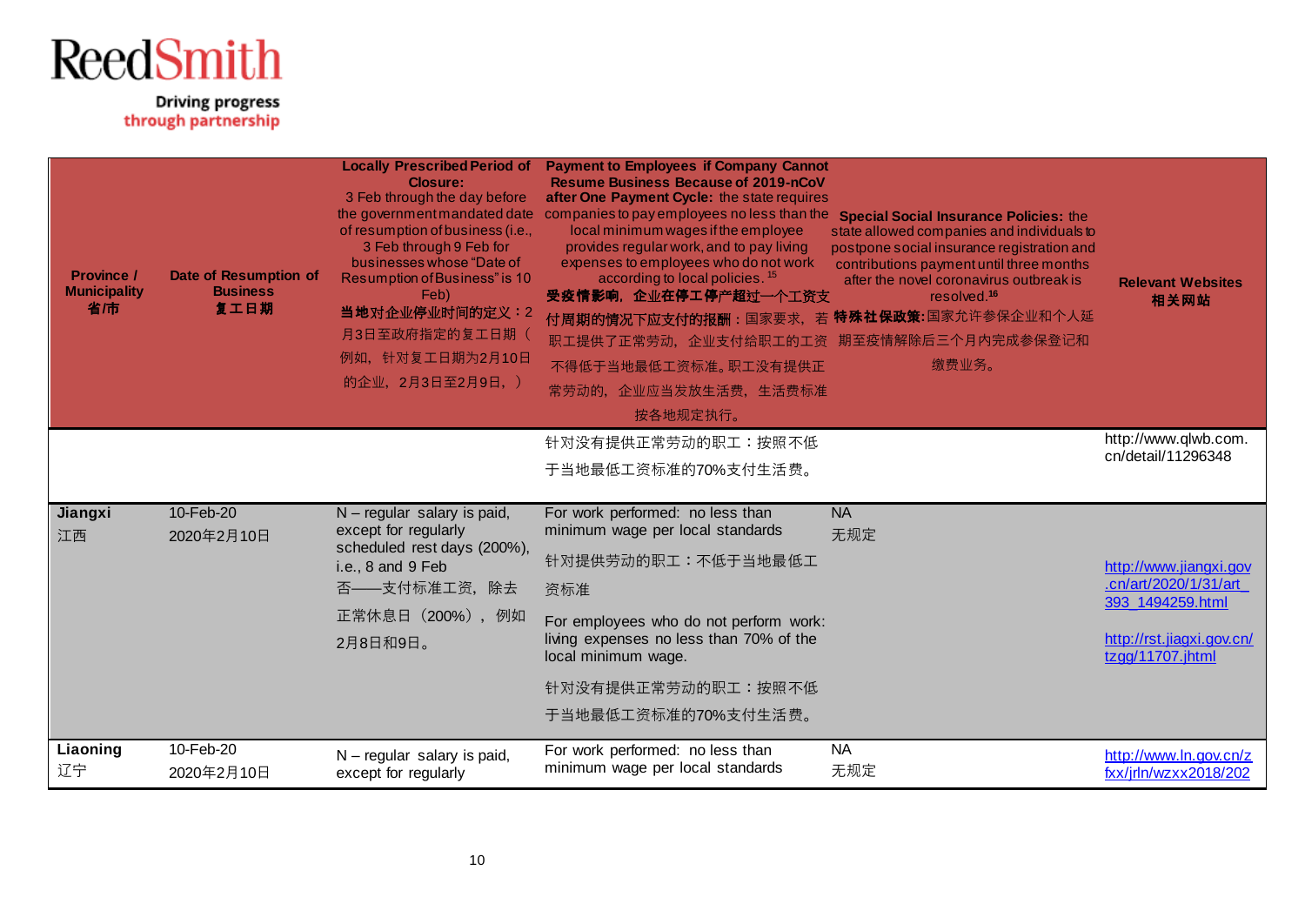| Province / Municipality 省/市 | Date of Resumption of Business 复工日期 | **Locally Prescribed Period of Closure:** 3 Feb through the day before the government mandated date of resumption of business (i.e., 3 Feb through 9 Feb for businesses whose "Date of Resumption of Business" is 10 Feb) **当地对企业停业时间的定义：** 2月3日至政府指定的复工日期（例如，针对复工日期为2月10日的企业，2月3日至2月9日，） | **Payment to Employees if Company Cannot Resume Business Because of 2019-nCoV after One Payment Cycle:** the state requires companies to pay employees no less than the local minimum wages if the employee provides regular work, and to pay living expenses to employees who do not work according to local policies.[15] **受疫情影响，企业在停工停产超过一个工资支付周期的情况下应支付的报酬：** 国家要求，若职工提供了正常劳动，企业支付给职工的工资不得低于当地最低工资标准。职工没有提供正常劳动的，企业应当发放生活费，生活费标准按各地规定执行。 | **Special Social Insurance Policies:** the state allowed companies and individuals to postpone social insurance registration and contributions payment until three months after the novel coronavirus outbreak is resolved.[16] **特殊社保政策:** 国家允许参保企业和个人延期至疫情解除后三个月内完成参保登记和缴费业务。 | **Relevant Websites 相关网站** |
|---|---|---|---|---|---|
| | | | 针对没有提供正常劳动的职工：按照不低于当地最低工资标准的70%支付生活费。 | | http://www.qlwb.com.cn/detail/11296348 |
| **Jiangxi** 江西 | 10-Feb-20 2020年2月10日 | N – regular salary is paid, except for regularly scheduled rest days (200%), i.e., 8 and 9 Feb 否——支付标准工资，除去正常休息日（200%），例如2月8日和9日。 | For work performed: no less than minimum wage per local standards 针对提供劳动的职工：不低于当地最低工资标准 For employees who do not perform work: living expenses no less than 70% of the local minimum wage. 针对没有提供正常劳动的职工：按照不低于当地最低工资标准的70%支付生活费。 | NA 无规定 | http://www.jiangxi.gov.cn/art/2020/1/31/art_393_1494259.html http://rst.jiagxi.gov.cn/tzgg/11707.jhtml |
| **Liaoning** 辽宁 | 10-Feb-20 2020年2月10日 | N – regular salary is paid, except for regularly | For work performed: no less than minimum wage per local standards | NA 无规定 | http://www.ln.gov.cn/zfxx/jrln/wzxx2018/202 |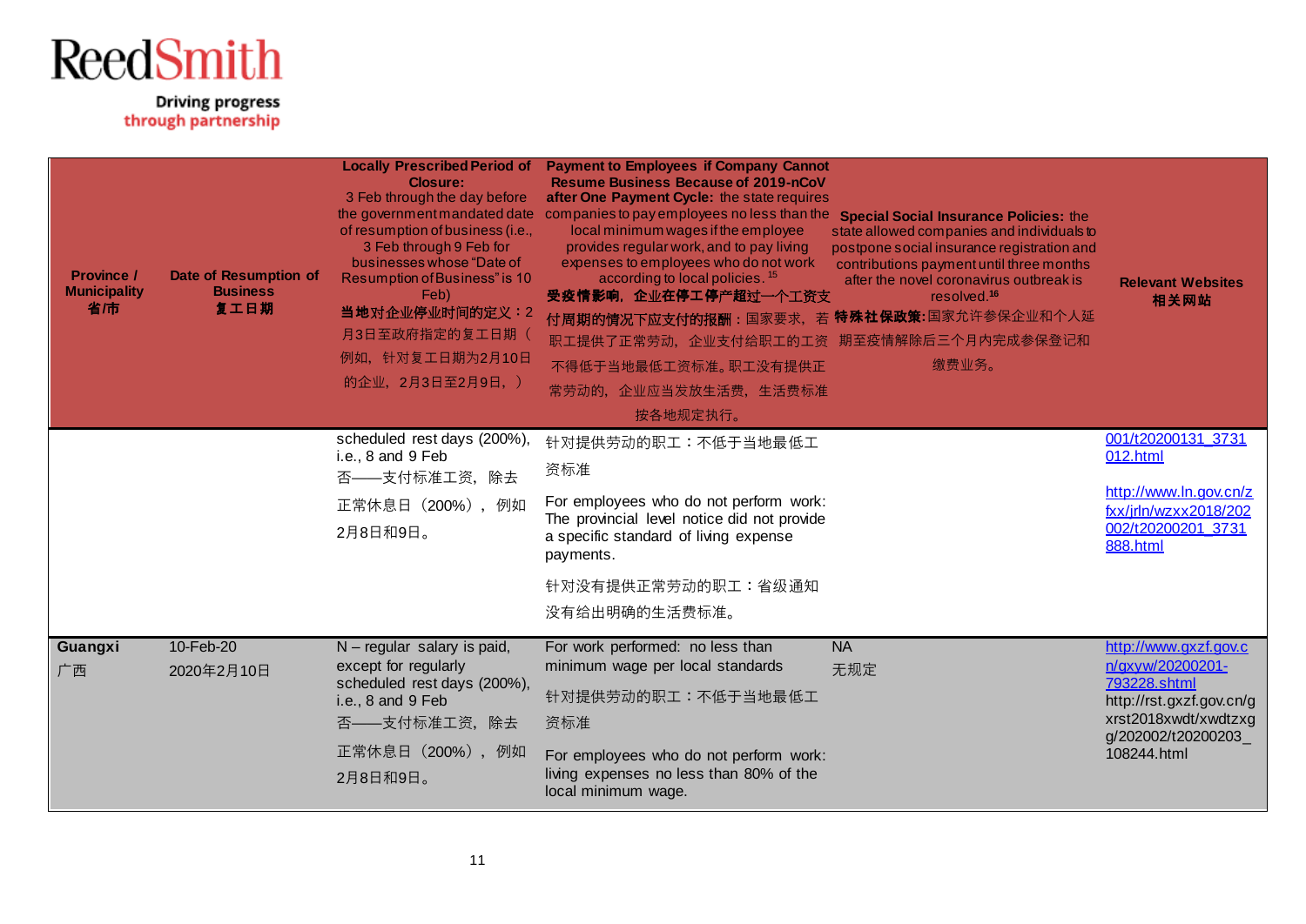| Province / Municipality 省/市 | Date of Resumption of Business 复工日期 | **Locally Prescribed Period of Closure:** 3 Feb through the day before the government mandated date of resumption of business (i.e., 3 Feb through 9 Feb for businesses whose "Date of Resumption of Business" is 10 Feb) **当地对企业停业时间的定义：**2月3日至政府指定的复工日期（例如，针对复工日期为2月10日的企业，2月3日至2月9日，） | **Payment to Employees if Company Cannot Resume Business Because of 2019-nCoV after One Payment Cycle:** the state requires companies to pay employees no less than the local minimum wages if the employee provides regular work, and to pay living expenses to employees who do not work according to local policies.[15] **受疫情影响，企业在停工停产超过一个工资支付周期的情况下应支付的报酬：**国家要求，若职工提供了正常劳动，企业支付给职工的工资不得低于当地最低工资标准。职工没有提供正常劳动的，企业应当发放生活费，生活费标准按各地规定执行。 | **Special Social Insurance Policies:** the state allowed companies and individuals to postpone social insurance registration and contributions payment until three months after the novel coronavirus outbreak is resolved.[16] **特殊社保政策:**国家允许参保企业和个人延期至疫情解除后三个月内完成参保登记和缴费业务。 | **Relevant Websites 相关网站** |
|---|---|---|---|---|---|
| | | scheduled rest days (200%), i.e., 8 and 9 Feb 否——支付标准工资，除去正常休息日（200%），例如2月8日和9日。 | 针对提供劳动的职工：不低于当地最低工资标准 For employees who do not perform work: The provincial level notice did not provide a specific standard of living expense payments. 针对没有提供正常劳动的职工：省级通知没有给出明确的生活费标准。 | | 001/t20200131_3731012.html http://www.ln.gov.cn/zfxx/jrln/wzxx2018/202002/t20200201_3731888.html |
| **Guangxi** 广西 | 10-Feb-20 2020年2月10日 | N – regular salary is paid, except for regularly scheduled rest days (200%), i.e., 8 and 9 Feb 否——支付标准工资，除去正常休息日（200%），例如2月8日和9日。 | For work performed: no less than minimum wage per local standards 针对提供劳动的职工：不低于当地最低工资标准 For employees who do not perform work: living expenses no less than 80% of the local minimum wage. | NA 无规定 | http://www.gxzf.gov.cn/gxyw/20200201-793228.shtml http://rst.gxzf.gov.cn/gxrst2018xwdt/xwdtxzg/202002/t20200203_108244.html |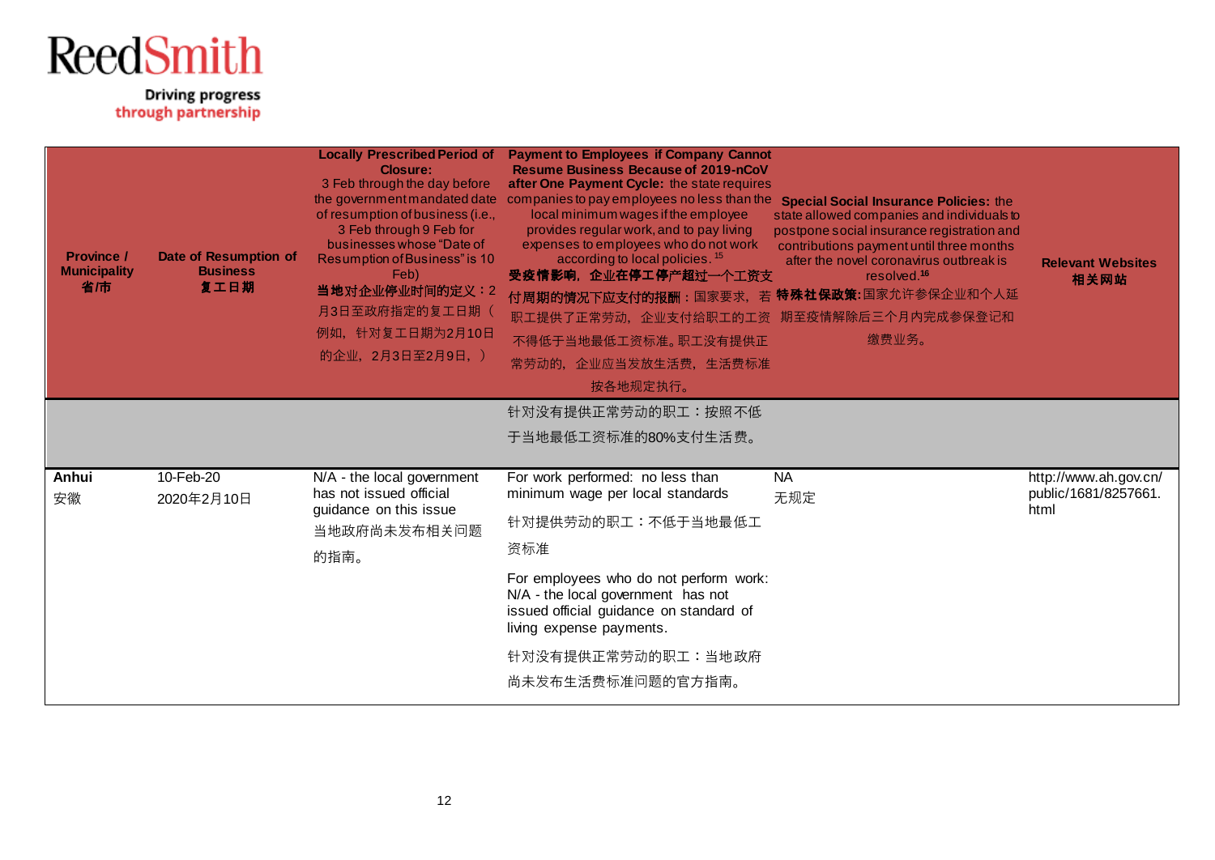| Province / Municipality 省/市 | Date of Resumption of Business 复工日期 | **Locally Prescribed Period of Closure:** 3 Feb through the day before the government mandated date of resumption of business (i.e., 3 Feb through 9 Feb for businesses whose "Date of Resumption of Business" is 10 Feb) **当地对企业停业时间的定义：**2月3日至政府指定的复工日期（例如，针对复工日期为2月10日的企业，2月3日至2月9日，） | **Payment to Employees if Company Cannot Resume Business Because of 2019-nCoV after One Payment Cycle:** the state requires companies to pay employees no less than the local minimum wages if the employee provides regular work, and to pay living expenses to employees who do not work according to local policies.[15] **受疫情影响，企业在停工停产超过一个工资支付周期的情况下应支付的报酬：**国家要求，若职工提供了正常劳动，企业支付给职工的工资不得低于当地最低工资标准。职工没有提供正常劳动的，企业应当发放生活费，生活费标准按各地规定执行。 | **Special Social Insurance Policies:** the state allowed companies and individuals to postpone social insurance registration and contributions payment until three months after the novel coronavirus outbreak is resolved.[16] **特殊社保政策:**国家允许参保企业和个人延期至疫情解除后三个月内完成参保登记和缴费业务。 | **Relevant Websites 相关网站** |
|---|---|---|---|---|---|
| | | | 针对没有提供正常劳动的职工：按照不低于当地最低工资标准的80%支付生活费。 | | |
| **Anhui** 安徽 | 10-Feb-20 2020年2月10日 | N/A - the local government has not issued official guidance on this issue 当地政府尚未发布相关问题的指南。 | For work performed: no less than minimum wage per local standards 针对提供劳动的职工：不低于当地最低工资标准 For employees who do not perform work: N/A - the local government has not issued official guidance on standard of living expense payments. 针对没有提供正常劳动的职工：当地政府尚未发布生活费标准问题的官方指南。 | NA 无规定 | http://www.ah.gov.cn/public/1681/8257661.html |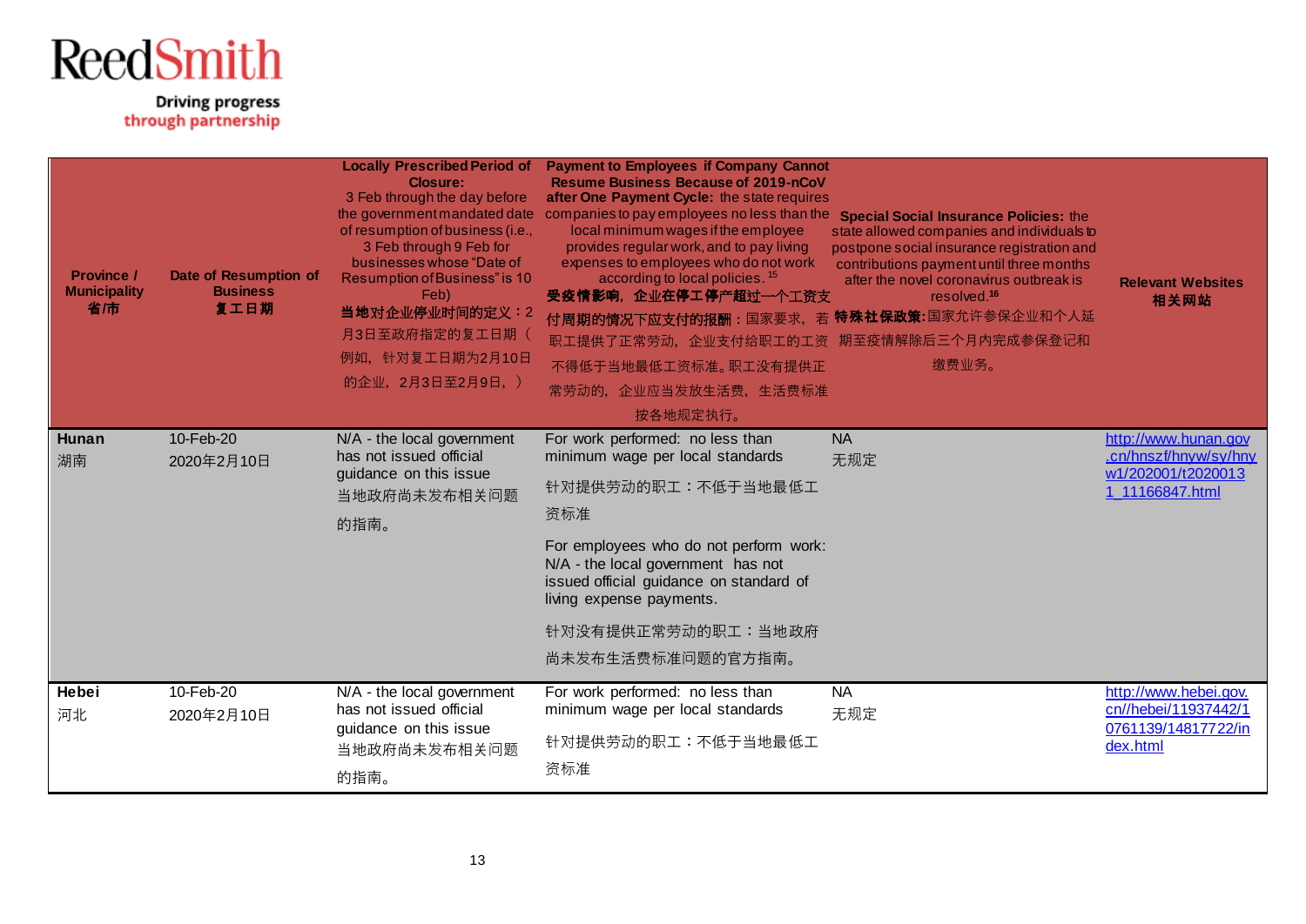| Province / Municipality 省/市 | Date of Resumption of Business 复工日期 | **Locally Prescribed Period of Closure:** 3 Feb through the day before the government mandated date of resumption of business (i.e., 3 Feb through 9 Feb for businesses whose "Date of Resumption of Business" is 10 Feb) **当地对企业停业时间的定义：**2月3日至政府指定的复工日期（例如，针对复工日期为2月10日的企业，2月3日至2月9日，） | **Payment to Employees if Company Cannot Resume Business Because of 2019-nCoV after One Payment Cycle:** the state requires companies to pay employees no less than the local minimum wages if the employee provides regular work, and to pay living expenses to employees who do not work according to local policies. [15] **受疫情影响，企业在停工停产超过一个工资支付周期的情况下应支付的报酬：**国家要求，若职工提供了正常劳动，企业支付给职工的工资不得低于当地最低工资标准。职工没有提供正常劳动的，企业应当发放生活费，生活费标准按各地规定执行。 | **Special Social Insurance Policies:** the state allowed companies and individuals to postpone social insurance registration and contributions payment until three months after the novel coronavirus outbreak is resolved.[16] **特殊社保政策:**国家允许参保企业和个人延期至疫情解除后三个月内完成参保登记和缴费业务。 | Relevant Websites 相关网站 |
|---|---|---|---|---|---|
| **Hunan** 湖南 | 10-Feb-20 2020年2月10日 | N/A - the local government has not issued official guidance on this issue 当地政府尚未发布相关问题的指南。 | For work performed: no less than minimum wage per local standards 针对提供劳动的职工：不低于当地最低工资标准 For employees who do not perform work: N/A - the local government has not issued official guidance on standard of living expense payments. 针对没有提供正常劳动的职工：当地政府尚未发布生活费标准问题的官方指南。 | NA 无规定 | http://www.hunan.gov.cn/hnszf/hnyw/sy/hnyw1/202001/t20200131_11166847.html |
| **Hebei** 河北 | 10-Feb-20 2020年2月10日 | N/A - the local government has not issued official guidance on this issue 当地政府尚未发布相关问题的指南。 | For work performed: no less than minimum wage per local standards 针对提供劳动的职工：不低于当地最低工资标准 | NA 无规定 | http://www.hebei.gov.cn//hebei/11937442/10761139/14817722/index.html |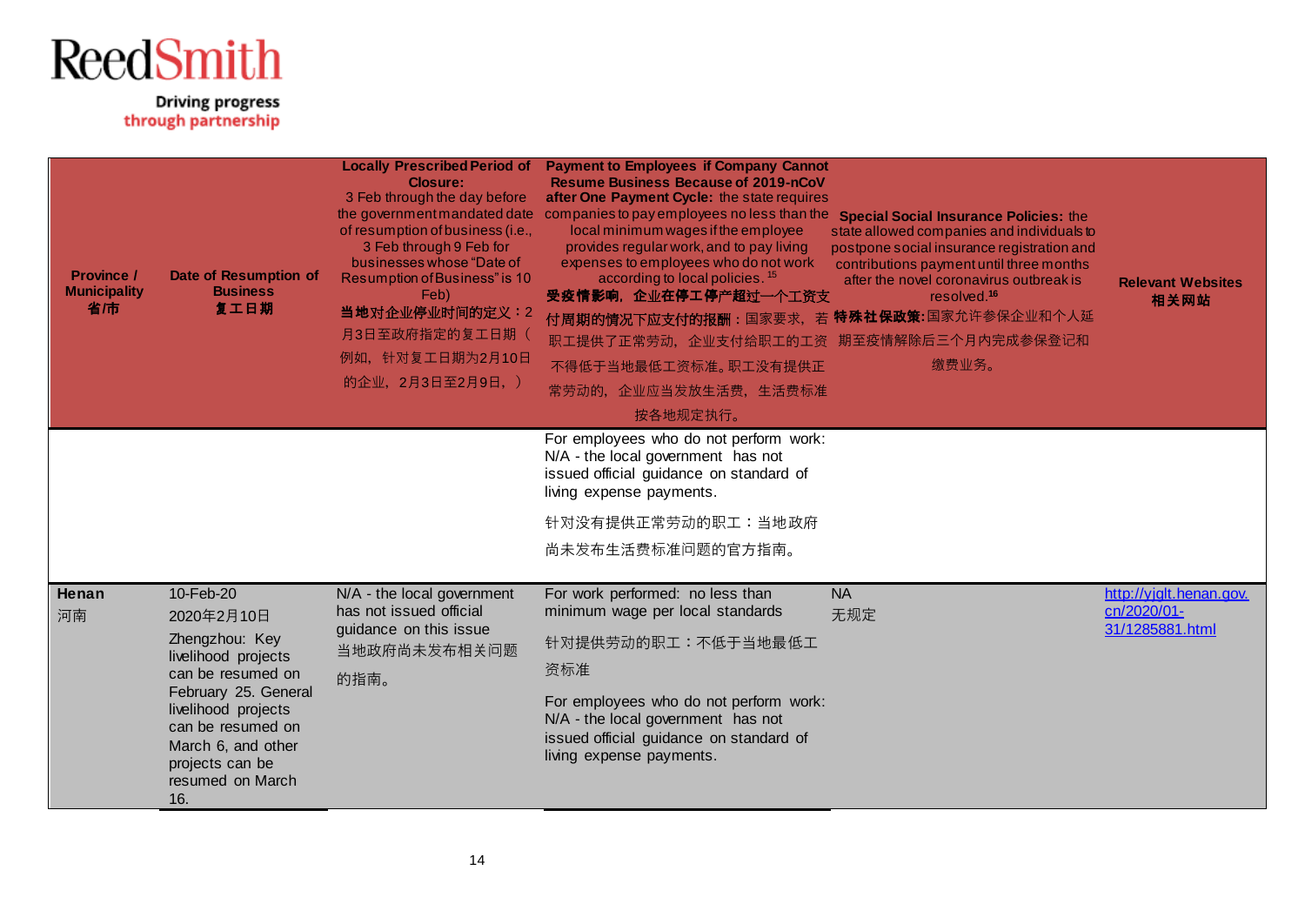| Province / Municipality 省/市 | Date of Resumption of Business 复工日期 | Locally Prescribed Period of Closure: 3 Feb through the day before the government mandated date of resumption of business (i.e., 3 Feb through 9 Feb for businesses whose "Date of Resumption of Business" is 10 Feb) 当地对企业停业时间的定义：2月3日至政府指定的复工日期（例如，针对复工日期为2月10日的企业，2月3日至2月9日，） | Payment to Employees if Company Cannot Resume Business Because of 2019-nCoV after One Payment Cycle: the state requires companies to pay employees no less than the local minimum wages if the employee provides regular work, and to pay living expenses to employees who do not work according to local policies.[15] 受疫情影响，企业在停工停产超过一个工资支付周期的情况下应支付的报酬：国家要求，若职工提供了正常劳动，企业支付给职工的工资不得低于当地最低工资标准。职工没有提供正常劳动的，企业应当发放生活费，生活费标准按各地规定执行。 | Special Social Insurance Policies: the state allowed companies and individuals to postpone social insurance registration and contributions payment until three months after the novel coronavirus outbreak is resolved.[16] 特殊社保政策:国家允许参保企业和个人延期至疫情解除后三个月内完成参保登记和缴费业务。 | Relevant Websites 相关网站 |
|---|---|---|---|---|---|
| | | | For employees who do not perform work: N/A - the local government has not issued official guidance on standard of living expense payments.<br>针对没有提供正常劳动的职工：当地政府尚未发布生活费标准问题的官方指南。 | | |
| **Henan** 河南 | 10-Feb-20<br>2020年2月10日<br>Zhengzhou: Key livelihood projects can be resumed on February 25. General livelihood projects can be resumed on March 6, and other projects can be resumed on March 16. | N/A - the local government has not issued official guidance on this issue<br>当地政府尚未发布相关问题的指南。 | For work performed: no less than minimum wage per local standards<br>针对提供劳动的职工：不低于当地最低工资标准<br>For employees who do not perform work: N/A - the local government has not issued official guidance on standard of living expense payments. | NA<br>无规定 | http://yjglt.henan.gov.cn/2020/01-31/1285881.html |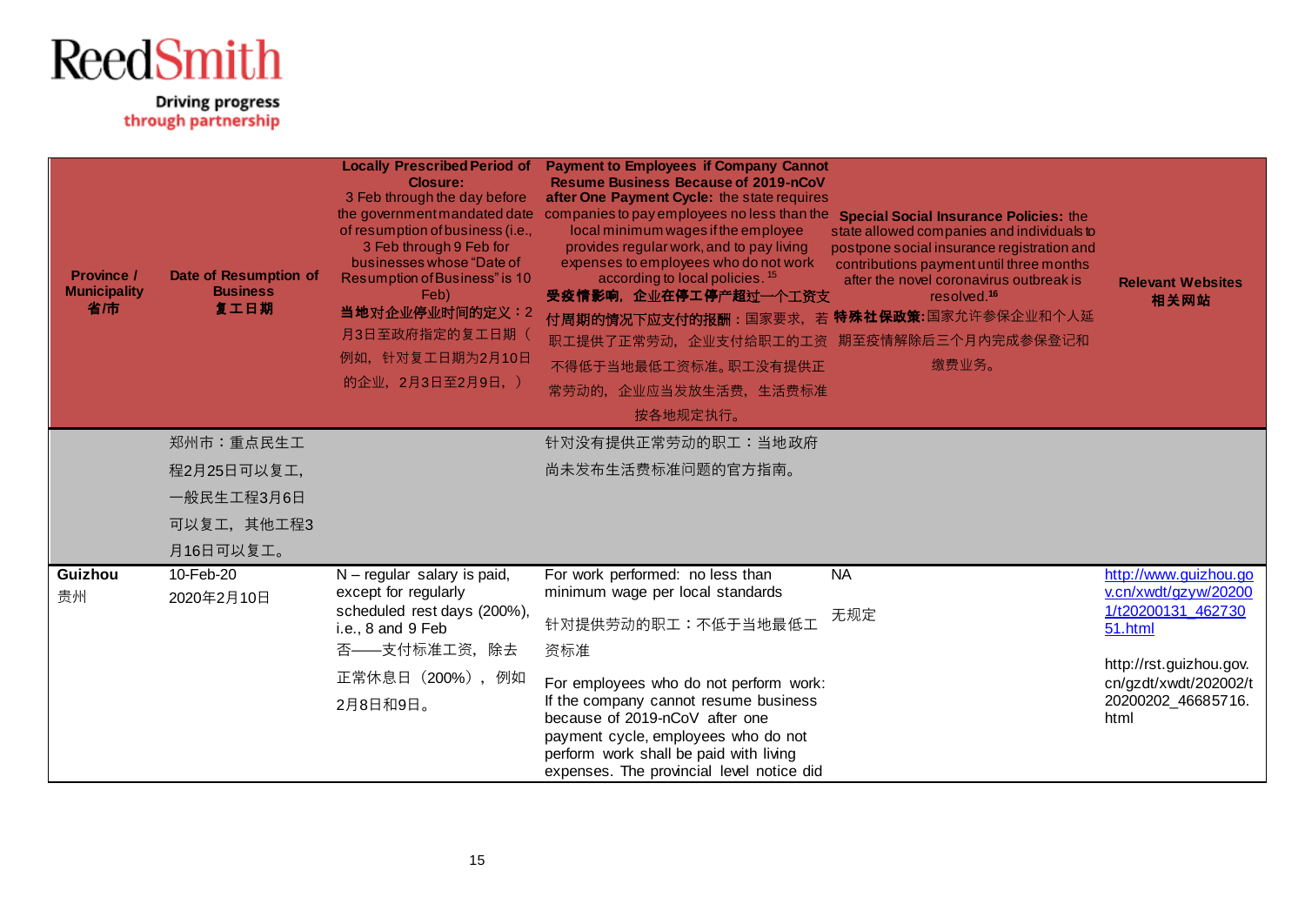| Province / Municipality 省/市 | Date of Resumption of Business 复工日期 | **Locally Prescribed Period of Closure:** 3 Feb through the day before the government mandated date of resumption of business (i.e., 3 Feb through 9 Feb for businesses whose "Date of Resumption of Business" is 10 Feb) **当地对企业停业时间的定义**：2月3日至政府指定的复工日期（例如，针对复工日期为2月10日的企业，2月3日至2月9日，） | **Payment to Employees if Company Cannot Resume Business Because of 2019-nCoV after One Payment Cycle:** the state requires companies to pay employees no less than the local minimum wages if the employee provides regular work, and to pay living expenses to employees who do not work according to local policies.[15] **受疫情影响，企业在停工停产超过一个工资支付周期的情况下应支付的报酬**：国家要求，若职工提供了正常劳动，企业支付给职工的工资不得低于当地最低工资标准。职工没有提供正常劳动的，企业应当发放生活费，生活费标准按各地规定执行。 | **Special Social Insurance Policies:** the state allowed companies and individuals to postpone social insurance registration and contributions payment until three months after the novel coronavirus outbreak is resolved.[16] **特殊社保政策**:国家允许参保企业和个人延期至疫情解除后三个月内完成参保登记和缴费业务。 | Relevant Websites 相关网站 |
|---|---|---|---|---|---|
| | 郑州市：重点民生工程2月25日可以复工，一般民生工程3月6日可以复工，其他工程3月16日可以复工。 | | 针对没有提供正常劳动的职工：当地政府尚未发布生活费标准问题的官方指南。 | | |
| **Guizhou** 贵州 | 10-Feb-20 2020年2月10日 | N – regular salary is paid, except for regularly scheduled rest days (200%), i.e., 8 and 9 Feb 否——支付标准工资，除去正常休息日（200%），例如2月8日和9日。 | For work performed: no less than minimum wage per local standards 针对提供劳动的职工：不低于当地最低工资标准 For employees who do not perform work: If the company cannot resume business because of 2019-nCoV after one payment cycle, employees who do not perform work shall be paid with living expenses. The provincial level notice did | NA 无规定 | http://www.guizhou.gov.cn/xwdt/gzyw/202001/t20200131_46273051.html http://rst.guizhou.gov.cn/gzdt/xwdt/202002/t20200202_46685716.html |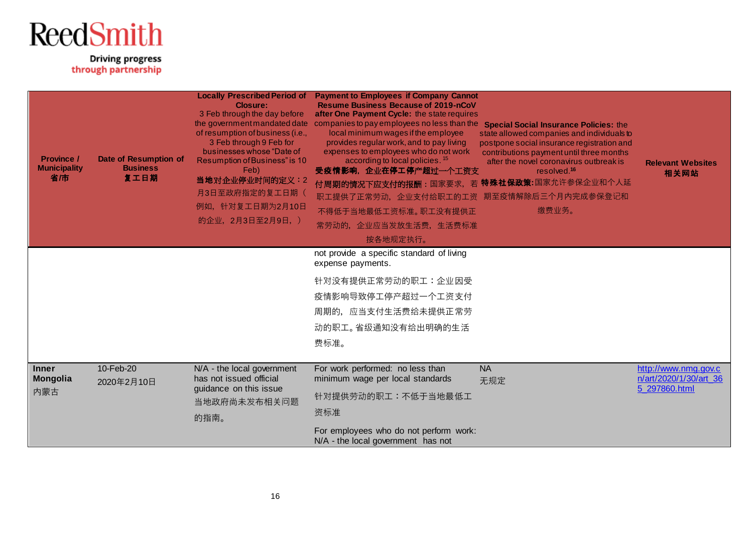| Province / Municipality 省/市 | Date of Resumption of Business 复工日期 | Locally Prescribed Period of Closure: 3 Feb through the day before the government mandated date of resumption of business (i.e., 3 Feb through 9 Feb for businesses whose "Date of Resumption of Business" is 10 Feb) 当地对企业停业时间的定义：2月3日至政府指定的复工日期（例如，针对复工日期为2月10日的企业，2月3日至2月9日，） | Payment to Employees if Company Cannot Resume Business Because of 2019-nCoV after One Payment Cycle: the state requires companies to pay employees no less than the local minimum wages if the employee provides regular work, and to pay living expenses to employees who do not work according to local policies. [15] 受疫情影响，企业在停工停产超过一个工资支付周期的情况下应支付的报酬：国家要求，若职工提供了正常劳动，企业支付给职工的工资不得低于当地最低工资标准。职工没有提供正常劳动的，企业应当发放生活费，生活费标准按各地规定执行。 | Special Social Insurance Policies: the state allowed companies and individuals to postpone social insurance registration and contributions payment until three months after the novel coronavirus outbreak is resolved.[16] 特殊社保政策：国家允许参保企业和个人延期至疫情解除后三个月内完成参保登记和缴费业务。 | Relevant Websites 相关网站 |
|---|---|---|---|---|---|
| | | | not provide a specific standard of living expense payments.<br><br>针对没有提供正常劳动的职工：企业因受疫情影响导致停工停产超过一个工资支付周期的，应当支付生活费给未提供正常劳动的职工。省级通知没有给出明确的生活费标准。 | | |
| **Inner Mongolia** 内蒙古 | 10-Feb-20<br>2020年2月10日 | N/A - the local government has not issued official guidance on this issue<br>当地政府尚未发布相关问题的指南。 | For work performed: no less than minimum wage per local standards<br>针对提供劳动的职工：不低于当地最低工资标准<br><br>For employees who do not perform work: N/A - the local government has not | NA<br>无规定 | http://www.nmg.gov.cn/art/2020/1/30/art_365_297860.html |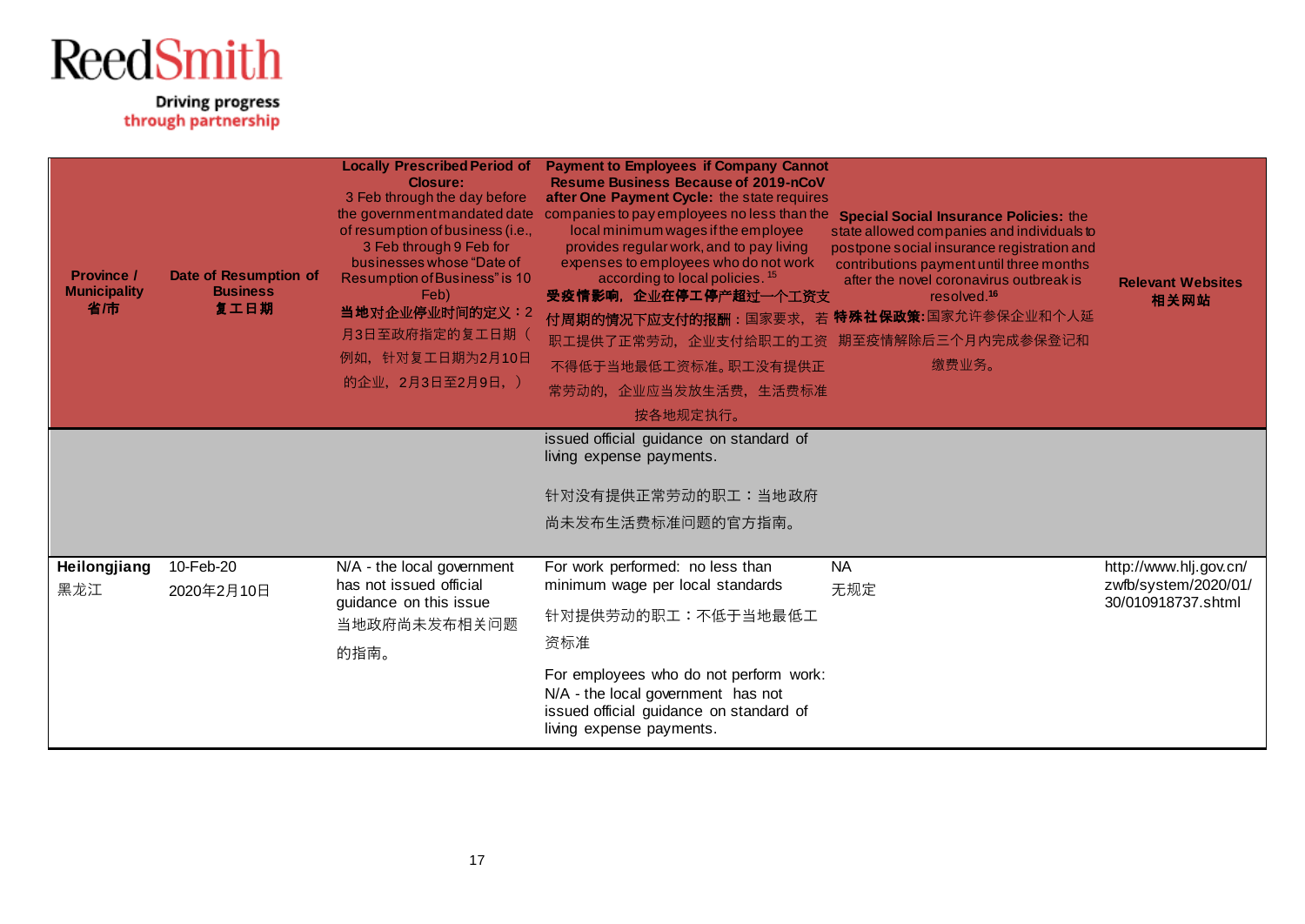| Province / Municipality 省/市 | Date of Resumption of Business 复工日期 | **Locally Prescribed Period of Closure:** 3 Feb through the day before the government mandated date of resumption of business (i.e., 3 Feb through 9 Feb for businesses whose "Date of Resumption of Business" is 10 Feb) **当地对企业停业时间的定义：**2月3日至政府指定的复工日期（例如，针对复工日期为2月10日的企业，2月3日至2月9日，） | **Payment to Employees if Company Cannot Resume Business Because of 2019-nCoV after One Payment Cycle:** the state requires companies to pay employees no less than the local minimum wages if the employee provides regular work, and to pay living expenses to employees who do not work according to local policies.[15] **受疫情影响，企业在停工停产超过一个工资支付周期的情况下应支付的报酬：**国家要求，若职工提供了正常劳动，企业支付给职工的工资不得低于当地最低工资标准。职工没有提供正常劳动的，企业应当发放生活费，生活费标准按各地规定执行。 | **Special Social Insurance Policies:** the state allowed companies and individuals to postpone social insurance registration and contributions payment until three months after the novel coronavirus outbreak is resolved.[16] **特殊社保政策:**国家允许参保企业和个人延期至疫情解除后三个月内完成参保登记和缴费业务。 | Relevant Websites 相关网站 |
|---|---|---|---|---|---|
| | | | issued official guidance on standard of living expense payments.<br><br>针对没有提供正常劳动的职工：当地政府尚未发布生活费标准问题的官方指南。 | | |
| **Heilongjiang** 黑龙江 | 10-Feb-20 2020年2月10日 | N/A - the local government has not issued official guidance on this issue 当地政府尚未发布相关问题的指南。 | For work performed: no less than minimum wage per local standards 针对提供劳动的职工：不低于当地最低工资标准<br><br>For employees who do not perform work: N/A - the local government has not issued official guidance on standard of living expense payments. | NA 无规定 | http://www.hlj.gov.cn/zwfb/system/2020/01/30/010918737.shtml |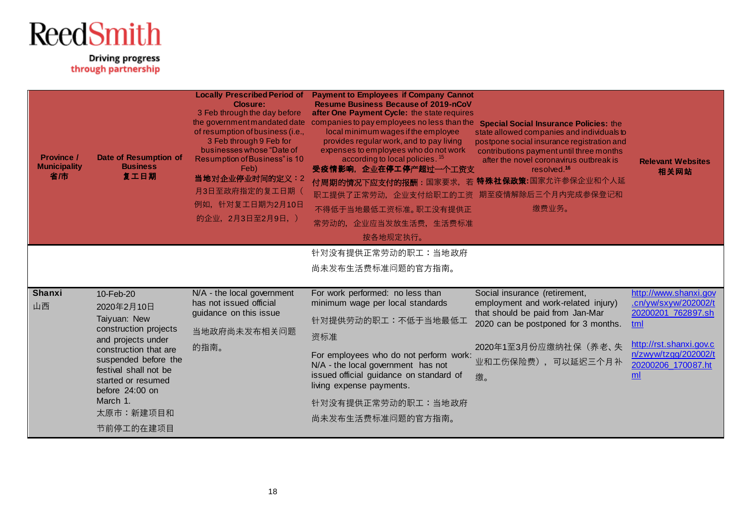| Province / Municipality 省/市 | Date of Resumption of Business 复工日期 | **Locally Prescribed Period of Closure:** 3 Feb through the day before the government mandated date of resumption of business (i.e., 3 Feb through 9 Feb for businesses whose "Date of Resumption of Business" is 10 Feb) **当地对企业停业时间的定义**：2月3日至政府指定的复工日期（例如，针对复工日期为2月10日的企业，2月3日至2月9日，） | **Payment to Employees if Company Cannot Resume Business Because of 2019-nCoV after One Payment Cycle:** the state requires companies to pay employees no less than the local minimum wages if the employee provides regular work, and to pay living expenses to employees who do not work according to local policies. [15] **受疫情影响，企业在停工停产超过一个工资支付周期的情况下应支付的报酬**：国家要求，若职工提供了正常劳动，企业支付给职工的工资不得低于当地最低工资标准。职工没有提供正常劳动的，企业应当发放生活费，生活费标准按各地规定执行。 | **Special Social Insurance Policies:** the state allowed companies and individuals to postpone social insurance registration and contributions payment until three months after the novel coronavirus outbreak is resolved. [16] **特殊社保政策:** 国家允许参保企业和个人延期至疫情解除后三个月内完成参保登记和缴费业务。 | Relevant Websites 相关网站 |
|---|---|---|---|---|---|
| | | | 针对没有提供正常劳动的职工：当地政府尚未发布生活费标准问题的官方指南。 | | |
| **Shanxi** 山西 | 10-Feb-20 2020年2月10日 Taiyuan: New construction projects and projects under construction that are suspended before the festival shall not be started or resumed before 24:00 on March 1. 太原市：新建项目和节前停工的在建项目 | N/A - the local government has not issued official guidance on this issue 当地政府尚未发布相关问题的指南。 | For work performed: no less than minimum wage per local standards 针对提供劳动的职工：不低于当地最低工资标准 For employees who do not perform work: N/A - the local government has not issued official guidance on standard of living expense payments. 针对没有提供正常劳动的职工：当地政府尚未发布生活费标准问题的官方指南。 | Social insurance (retirement, employment and work-related injury) that should be paid from Jan-Mar 2020 can be postponed for 3 months. 2020年1至3月份应缴纳社保（养老、失业和工伤保险费），可以延迟三个月补缴。 | http://www.shanxi.gov.cn/yw/sxyw/202002/t20200201_762897.shtml http://rst.shanxi.gov.cn/zwyw/tzgg/202002/t20200206_170087.html |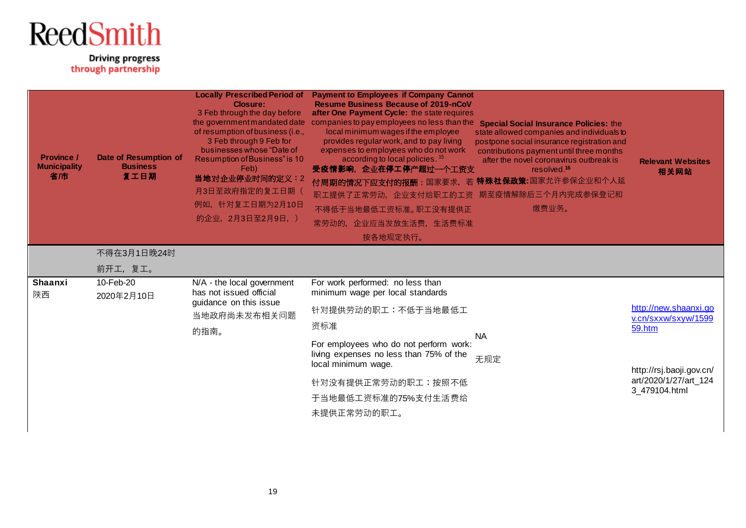| Province / Municipality 省/市 | Date of Resumption of Business 复工日期 | **Locally Prescribed Period of Closure:** 3 Feb through the day before the government mandated date of resumption of business (i.e., 3 Feb through 9 Feb for businesses whose "Date of Resumption of Business" is 10 Feb) **当地对企业停业时间的定义：**2月3日至政府指定的复工日期（例如，针对复工日期为2月10日的企业，2月3日至2月9日，） | **Payment to Employees if Company Cannot Resume Business Because of 2019-nCoV after One Payment Cycle:** the state requires companies to pay employees no less than the local minimum wages if the employee provides regular work, and to pay living expenses to employees who do not work according to local policies.[15] **受疫情影响，企业在停工停产超过一个工资支付周期的情况下应支付的报酬：**国家要求，若职工提供了正常劳动，企业支付给职工的工资不得低于当地最低工资标准。职工没有提供正常劳动的，企业应当发放生活费，生活费标准按各地规定执行。 | **Special Social Insurance Policies:** the state allowed companies and individuals to postpone social insurance registration and contributions payment until three months after the novel coronavirus outbreak is resolved.[16] **特殊社保政策:**国家允许参保企业和个人延期至疫情解除后三个月内完成参保登记和缴费业务。 | Relevant Websites 相关网站 |
|---|---|---|---|---|---|
| | 不得在3月1日晚24时前开工，复工。 | | | | |
| **Shaanxi** 陕西 | 10-Feb-20 2020年2月10日 | N/A - the local government has not issued official guidance on this issue 当地政府尚未发布相关问题的指南。 | For work performed: no less than minimum wage per local standards 针对提供劳动的职工：不低于当地最低工资标准 For employees who do not perform work: living expenses no less than 75% of the local minimum wage. 针对没有提供正常劳动的职工：按照不低于当地最低工资标准的75%支付生活费给未提供正常劳动的职工。 | NA 无规定 | http://new.shaanxi.gov.cn/sxxw/sxyw/159959.htm http://rsj.baoji.gov.cn/art/2020/1/27/art_1243_479104.html |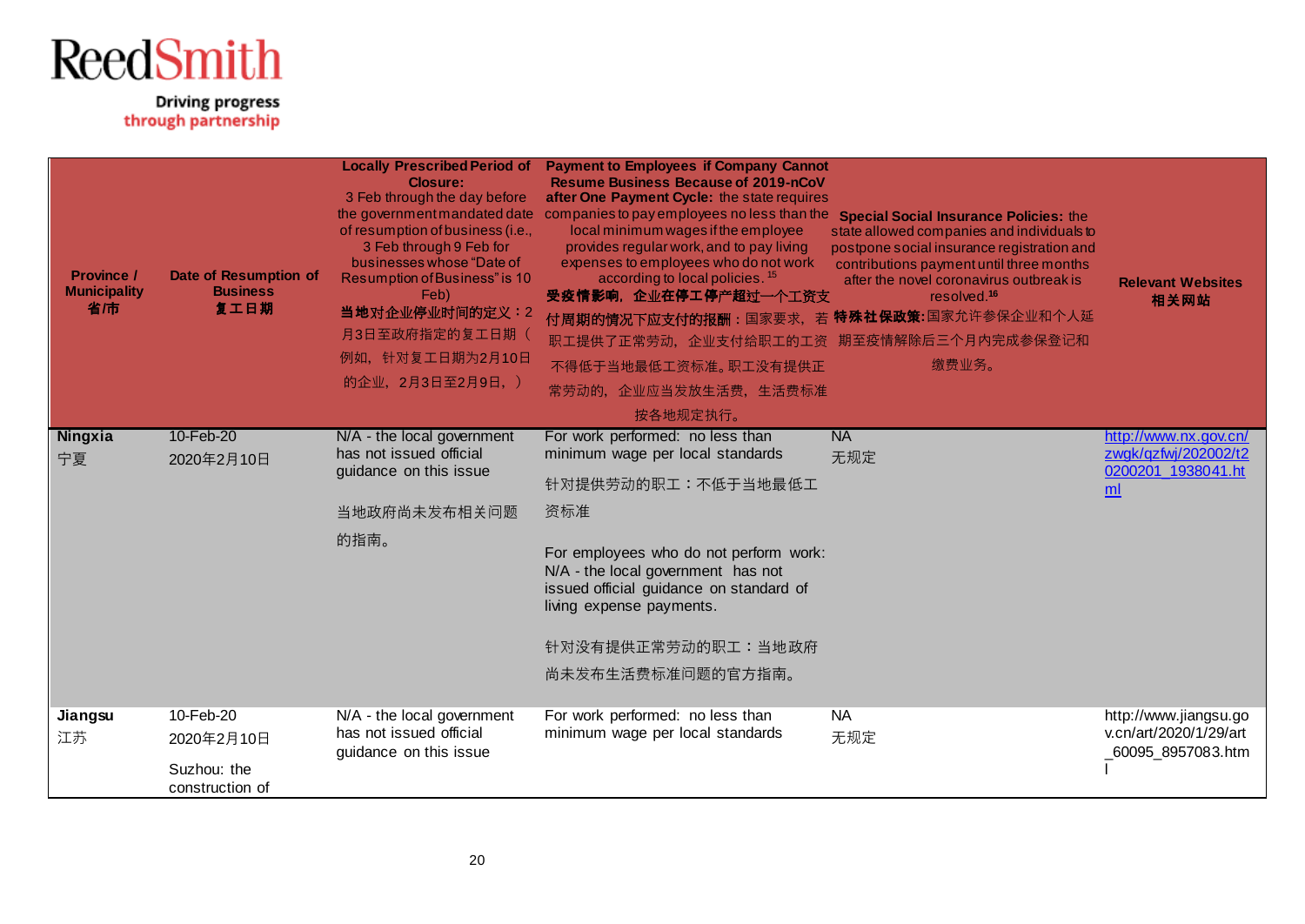| Province / Municipality 省/市 | Date of Resumption of Business 复工日期 | **Locally Prescribed Period of Closure:** 3 Feb through the day before the government mandated date of resumption of business (i.e., 3 Feb through 9 Feb for businesses whose "Date of Resumption of Business" is 10 Feb) **当地对企业停业时间的定义：**2月3日至政府指定的复工日期（例如，针对复工日期为2月10日的企业，2月3日至2月9日，） | **Payment to Employees if Company Cannot Resume Business Because of 2019-nCoV after One Payment Cycle:** the state requires companies to pay employees no less than the local minimum wages if the employee provides regular work, and to pay living expenses to employees who do not work according to local policies. [15] **受疫情影响，企业在停工停产超过一个工资支付周期的情况下应支付的报酬：**国家要求，若职工提供了正常劳动，企业支付给职工的工资不得低于当地最低工资标准。职工没有提供正常劳动的，企业应当发放生活费，生活费标准按各地规定执行。 | **Special Social Insurance Policies:** the state allowed companies and individuals to postpone social insurance registration and contributions payment until three months after the novel coronavirus outbreak is resolved.[16] **特殊社保政策:**国家允许参保企业和个人延期至疫情解除后三个月内完成参保登记和缴费业务。 | Relevant Websites 相关网站 |
|---|---|---|---|---|---|
| **Ningxia** 宁夏 | 10-Feb-20 2020年2月10日 | N/A - the local government has not issued official guidance on this issue 当地政府尚未发布相关问题的指南。 | For work performed: no less than minimum wage per local standards 针对提供劳动的职工：不低于当地最低工资标准 For employees who do not perform work: N/A - the local government has not issued official guidance on standard of living expense payments. 针对没有提供正常劳动的职工：当地政府尚未发布生活费标准问题的官方指南。 | NA 无规定 | http://www.nx.gov.cn/zwgk/qzfwj/202002/t20200201_1938041.html |
| **Jiangsu** 江苏 | 10-Feb-20 2020年2月10日 Suzhou: the construction of | N/A - the local government has not issued official guidance on this issue | For work performed: no less than minimum wage per local standards | NA 无规定 | http://www.jiangsu.gov.cn/art/2020/1/29/art_60095_8957083.html |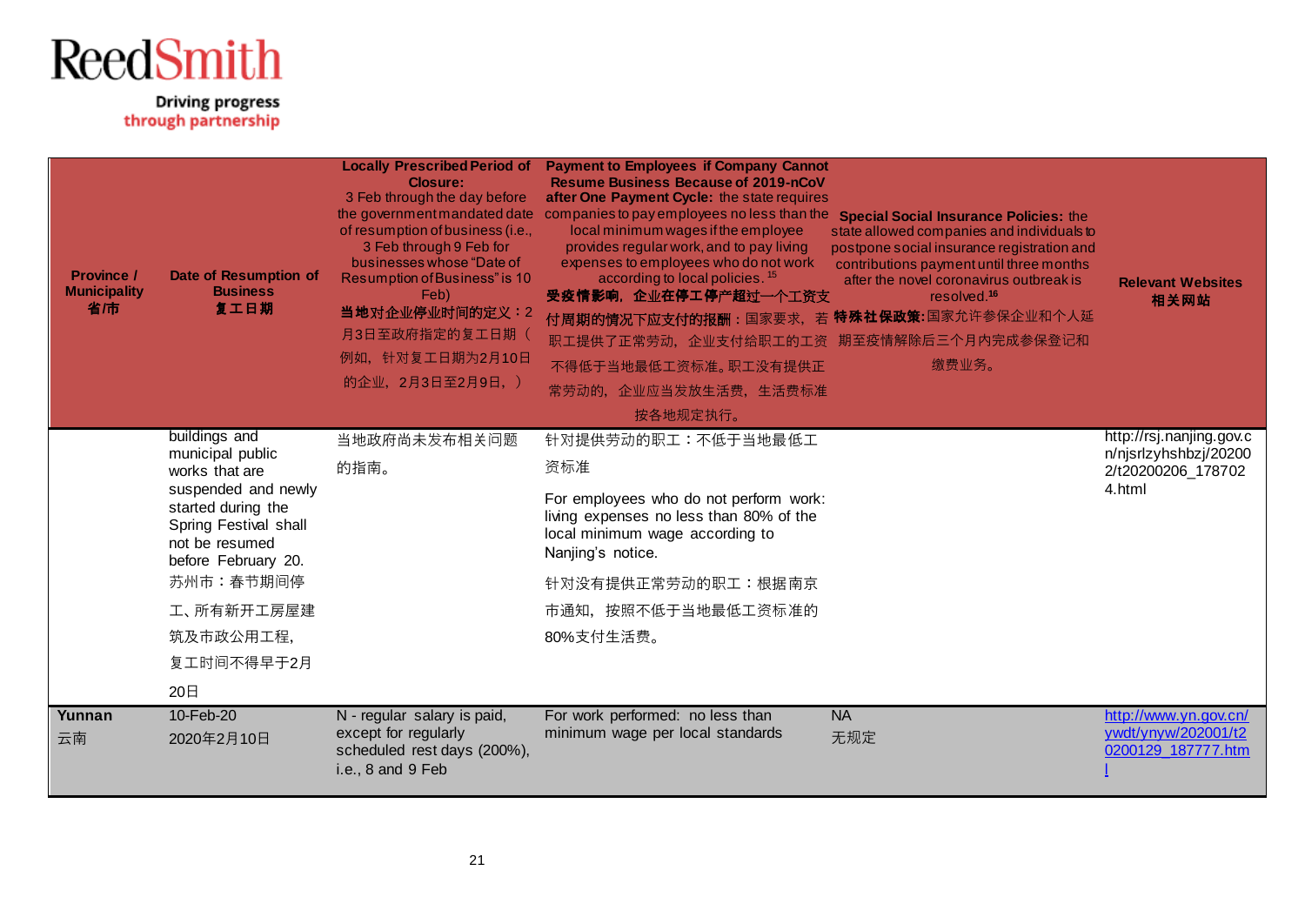| Province / Municipality 省/市 | Date of Resumption of Business 复工日期 | Locally Prescribed Period of Closure: 3 Feb through the day before the government mandated date of resumption of business (i.e., 3 Feb through 9 Feb for businesses whose "Date of Resumption of Business" is 10 Feb) 当地对企业停业时间的定义：2月3日至政府指定的复工日期（例如，针对复工日期为2月10日的企业，2月3日至2月9日，） | Payment to Employees if Company Cannot Resume Business Because of 2019-nCoV after One Payment Cycle: the state requires companies to pay employees no less than the local minimum wages if the employee provides regular work, and to pay living expenses to employees who do not work according to local policies. [15] 受疫情影响，企业在停工停产超过一个工资支付周期的情况下应支付的报酬：国家要求，若职工提供了正常劳动，企业支付给职工的工资不得低于当地最低工资标准。职工没有提供正常劳动的，企业应当发放生活费，生活费标准按各地规定执行。 | Special Social Insurance Policies: the state allowed companies and individuals to postpone social insurance registration and contributions payment until three months after the novel coronavirus outbreak is resolved.[16] 特殊社保政策:国家允许参保企业和个人延期至疫情解除后三个月内完成参保登记和缴费业务。 | Relevant Websites 相关网站 |
|---|---|---|---|---|---|
| | buildings and municipal public works that are suspended and newly started during the Spring Festival shall not be resumed before February 20. 苏州市：春节期间停工、所有新开工房屋建筑及市政公用工程，复工时间不得早于2月20日 | 当地政府尚未发布相关问题的指南。 | 针对提供劳动的职工：不低于当地最低工资标准 For employees who do not perform work: living expenses no less than 80% of the local minimum wage according to Nanjing's notice. 针对没有提供正常劳动的职工：根据南京市通知，按照不低于当地最低工资标准的80%支付生活费。 | | http://rsj.nanjing.gov.cn/njsrlzyhshbzj/202002/t20200206_1787024.html |
| Yunnan 云南 | 10-Feb-20 2020年2月10日 | N - regular salary is paid, except for regularly scheduled rest days (200%), i.e., 8 and 9 Feb | For work performed: no less than minimum wage per local standards | NA 无规定 | http://www.yn.gov.cn/ywdt/ynyw/202001/t20200129_187777.html |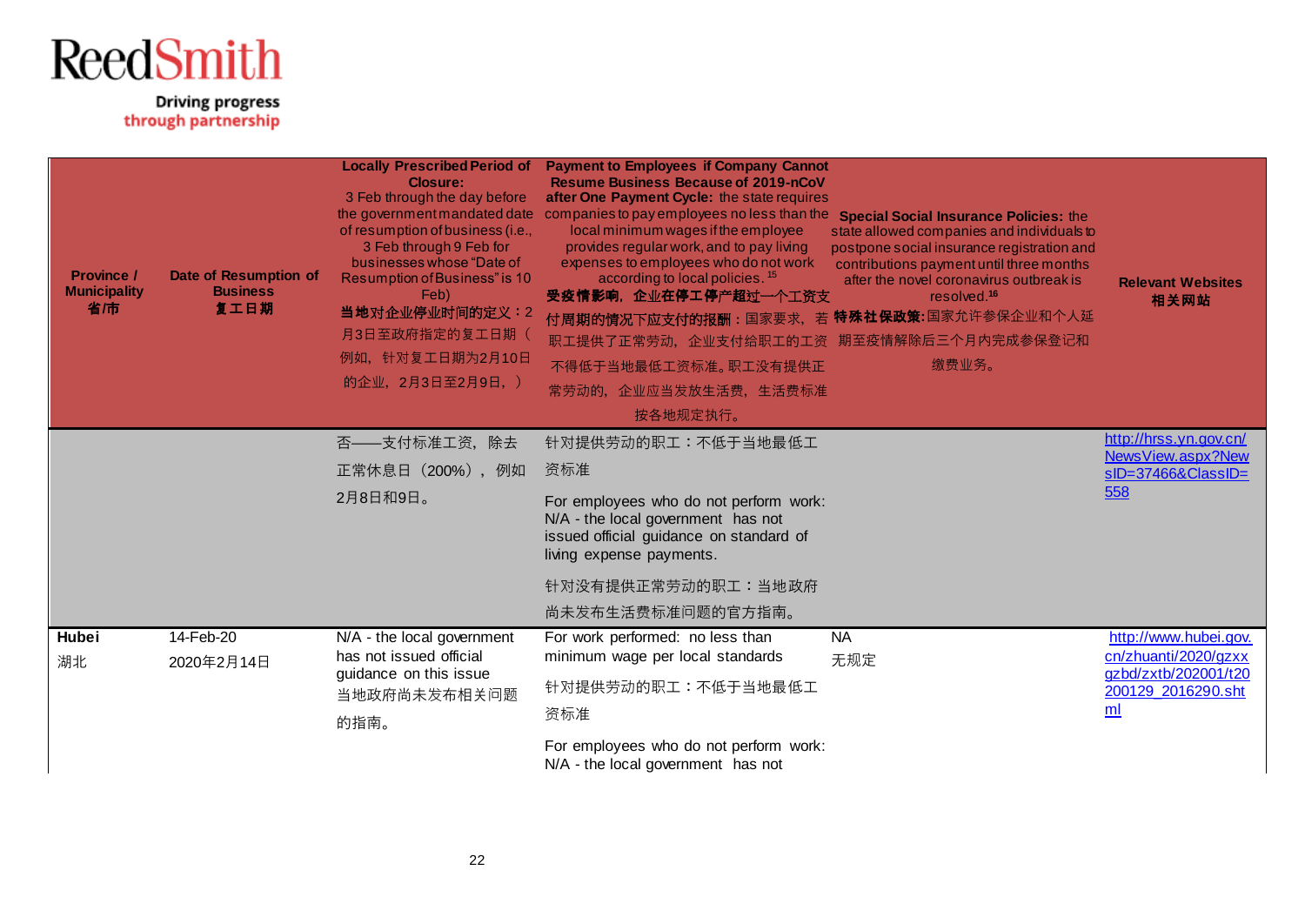| Province / Municipality 省/市 | Date of Resumption of Business 复工日期 | **Locally Prescribed Period of Closure:** 3 Feb through the day before the government mandated date of resumption of business (i.e., 3 Feb through 9 Feb for businesses whose "Date of Resumption of Business" is 10 Feb) **当地对企业停业时间的定义：**2月3日至政府指定的复工日期（例如，针对复工日期为2月10日的企业，2月3日至2月9日，） | **Payment to Employees if Company Cannot Resume Business Because of 2019-nCoV after One Payment Cycle:** the state requires companies to pay employees no less than the local minimum wages if the employee provides regular work, and to pay living expenses to employees who do not work according to local policies.[15] **受疫情影响，企业在停工停产超过一个工资支付周期的情况下应支付的报酬：**国家要求，若职工提供了正常劳动，企业支付给职工的工资不得低于当地最低工资标准。职工没有提供正常劳动的，企业应当发放生活费，生活费标准按各地规定执行。 | **Special Social Insurance Policies:** the state allowed companies and individuals to postpone social insurance registration and contributions payment until three months after the novel coronavirus outbreak is resolved.[16] **特殊社保政策:**国家允许参保企业和个人延期至疫情解除后三个月内完成参保登记和缴费业务。 | Relevant Websites 相关网站 |
|---|---|---|---|---|---|
| | | 否——支付标准工资，除去正常休息日（200%），例如2月8日和9日。 | 针对提供劳动的职工：不低于当地最低工资标准<br><br>For employees who do not perform work: N/A - the local government has not issued official guidance on standard of living expense payments.<br><br>针对没有提供正常劳动的职工：当地政府尚未发布生活费标准问题的官方指南。 | | http://hrss.yn.gov.cn/NewsView.aspx?NewsID=37466&ClassID=558 |
| **Hubei** 湖北 | 14-Feb-20 2020年2月14日 | N/A - the local government has not issued official guidance on this issue 当地政府尚未发布相关问题的指南。 | For work performed: no less than minimum wage per local standards<br><br>针对提供劳动的职工：不低于当地最低工资标准<br><br>For employees who do not perform work: N/A - the local government has not | NA 无规定 | http://www.hubei.gov.cn/zhuanti/2020/gzxxgzbd/zxtb/202001/t20200129_2016290.shtml |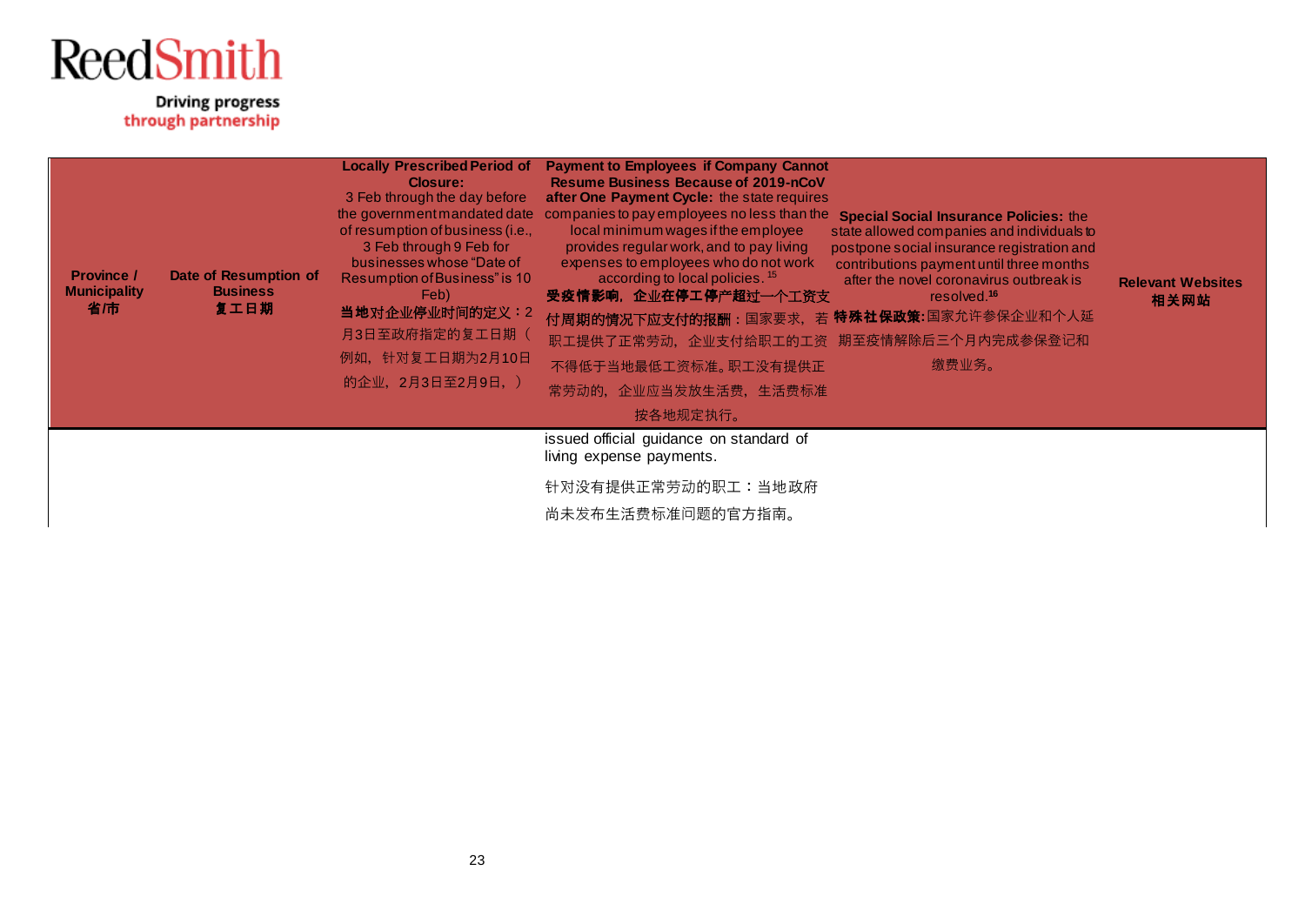| Province / Municipality 省/市 | Date of Resumption of Business 复工日期 | Locally Prescribed Period of Closure: 3 Feb through the day before the government mandated date of resumption of business (i.e., 3 Feb through 9 Feb for businesses whose "Date of Resumption of Business" is 10 Feb) 当地对企业停业时间的定义：2月3日至政府指定的复工日期（例如，针对复工日期为2月10日的企业，2月3日至2月9日，） | Payment to Employees if Company Cannot Resume Business Because of 2019-nCoV after One Payment Cycle: the state requires companies to pay employees no less than the local minimum wages if the employee provides regular work, and to pay living expenses to employees who do not work according to local policies. [15] 受疫情影响，企业在停工停产超过一个工资支付周期的情况下应支付的报酬：国家要求，若职工提供了正常劳动，企业支付给职工的工资不得低于当地最低工资标准。职工没有提供正常劳动的，企业应当发放生活费，生活费标准按各地规定执行。 | Special Social Insurance Policies: the state allowed companies and individuals to postpone social insurance registration and contributions payment until three months after the novel coronavirus outbreak is resolved.[16] 特殊社保政策:国家允许参保企业和个人延期至疫情解除后三个月内完成参保登记和缴费业务。 | Relevant Websites 相关网站 |
|---|---|---|---|---|---|
| | | | issued official guidance on standard of living expense payments. 针对没有提供正常劳动的职工：当地政府尚未发布生活费标准问题的官方指南。 | | |